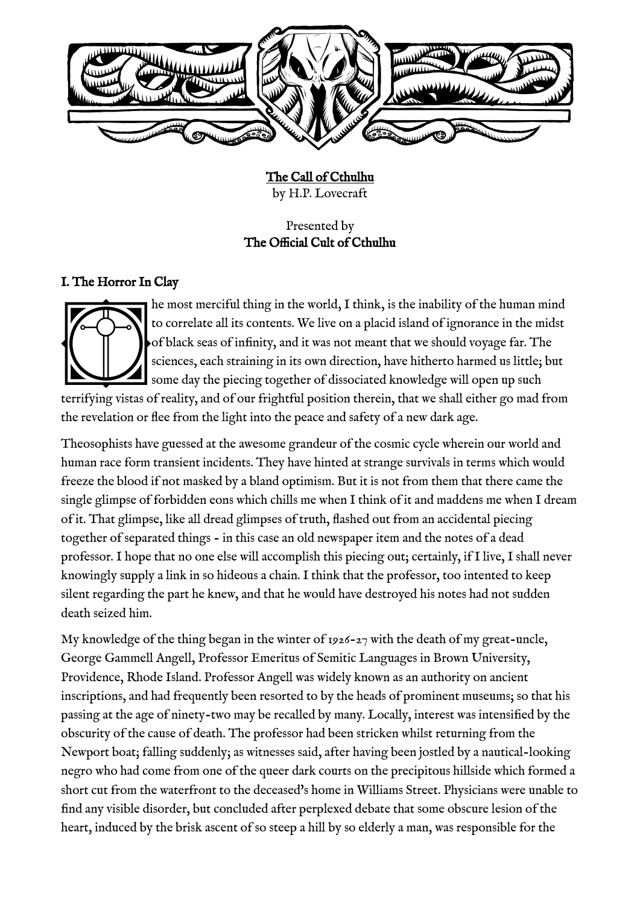**The Call of Cthulhu**
by H.P. Lovecraft

Presented by
**The Official Cult of Cthulhu**

## I. The Horror In Clay

The most merciful thing in the world, I think, is the inability of the human mind to correlate all its contents. We live on a placid island of ignorance in the midst of black seas of infinity, and it was not meant that we should voyage far. The sciences, each straining in its own direction, have hitherto harmed us little; but some day the piecing together of dissociated knowledge will open up such terrifying vistas of reality, and of our frightful position therein, that we shall either go mad from the revelation or flee from the light into the peace and safety of a new dark age.

Theosophists have guessed at the awesome grandeur of the cosmic cycle wherein our world and human race form transient incidents. They have hinted at strange survivals in terms which would freeze the blood if not masked by a bland optimism. But it is not from them that there came the single glimpse of forbidden eons which chills me when I think of it and maddens me when I dream of it. That glimpse, like all dread glimpses of truth, flashed out from an accidental piecing together of separated things - in this case an old newspaper item and the notes of a dead professor. I hope that no one else will accomplish this piecing out; certainly, if I live, I shall never knowingly supply a link in so hideous a chain. I think that the professor, too intented to keep silent regarding the part he knew, and that he would have destroyed his notes had not sudden death seized him.

My knowledge of the thing began in the winter of 1926-27 with the death of my great-uncle, George Gammell Angell, Professor Emeritus of Semitic Languages in Brown University, Providence, Rhode Island. Professor Angell was widely known as an authority on ancient inscriptions, and had frequently been resorted to by the heads of prominent museums; so that his passing at the age of ninety-two may be recalled by many. Locally, interest was intensified by the obscurity of the cause of death. The professor had been stricken whilst returning from the Newport boat; falling suddenly; as witnesses said, after having been jostled by a nautical-looking negro who had come from one of the queer dark courts on the precipitous hillside which formed a short cut from the waterfront to the deceased's home in Williams Street. Physicians were unable to find any visible disorder, but concluded after perplexed debate that some obscure lesion of the heart, induced by the brisk ascent of so steep a hill by so elderly a man, was responsible for the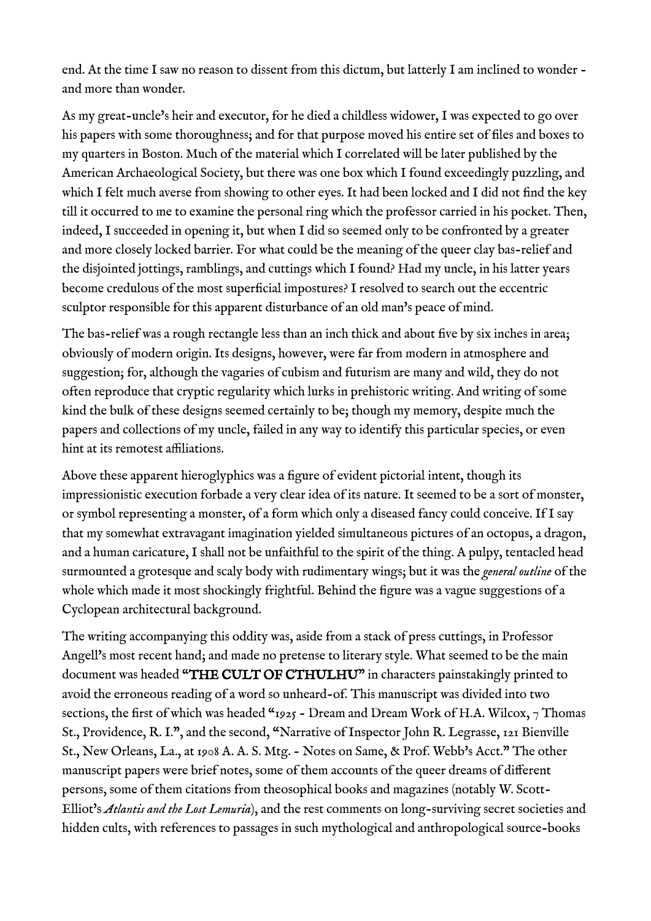end. At the time I saw no reason to dissent from this dictum, but latterly I am inclined to wonder - and more than wonder.

As my great-uncle's heir and executor, for he died a childless widower, I was expected to go over his papers with some thoroughness; and for that purpose moved his entire set of files and boxes to my quarters in Boston. Much of the material which I correlated will be later published by the American Archaeological Society, but there was one box which I found exceedingly puzzling, and which I felt much averse from showing to other eyes. It had been locked and I did not find the key till it occurred to me to examine the personal ring which the professor carried in his pocket. Then, indeed, I succeeded in opening it, but when I did so seemed only to be confronted by a greater and more closely locked barrier. For what could be the meaning of the queer clay bas-relief and the disjointed jottings, ramblings, and cuttings which I found? Had my uncle, in his latter years become credulous of the most superficial impostures? I resolved to search out the eccentric sculptor responsible for this apparent disturbance of an old man's peace of mind.

The bas-relief was a rough rectangle less than an inch thick and about five by six inches in area; obviously of modern origin. Its designs, however, were far from modern in atmosphere and suggestion; for, although the vagaries of cubism and futurism are many and wild, they do not often reproduce that cryptic regularity which lurks in prehistoric writing. And writing of some kind the bulk of these designs seemed certainly to be; though my memory, despite much the papers and collections of my uncle, failed in any way to identify this particular species, or even hint at its remotest affiliations.

Above these apparent hieroglyphics was a figure of evident pictorial intent, though its impressionistic execution forbade a very clear idea of its nature. It seemed to be a sort of monster, or symbol representing a monster, of a form which only a diseased fancy could conceive. If I say that my somewhat extravagant imagination yielded simultaneous pictures of an octopus, a dragon, and a human caricature, I shall not be unfaithful to the spirit of the thing. A pulpy, tentacled head surmounted a grotesque and scaly body with rudimentary wings; but it was the *general outline* of the whole which made it most shockingly frightful. Behind the figure was a vague suggestions of a Cyclopean architectural background.

The writing accompanying this oddity was, aside from a stack of press cuttings, in Professor Angell's most recent hand; and made no pretense to literary style. What seemed to be the main document was headed **"THE CULT OF CTHULHU"** in characters painstakingly printed to avoid the erroneous reading of a word so unheard-of. This manuscript was divided into two sections, the first of which was headed "1925 - Dream and Dream Work of H.A. Wilcox, 7 Thomas St., Providence, R. I.", and the second, "Narrative of Inspector John R. Legrasse, 121 Bienville St., New Orleans, La., at 1908 A. A. S. Mtg. - Notes on Same, & Prof. Webb's Acct." The other manuscript papers were brief notes, some of them accounts of the queer dreams of different persons, some of them citations from theosophical books and magazines (notably W. Scott-Elliot's *Atlantis and the Lost Lemuria*), and the rest comments on long-surviving secret societies and hidden cults, with references to passages in such mythological and anthropological source-books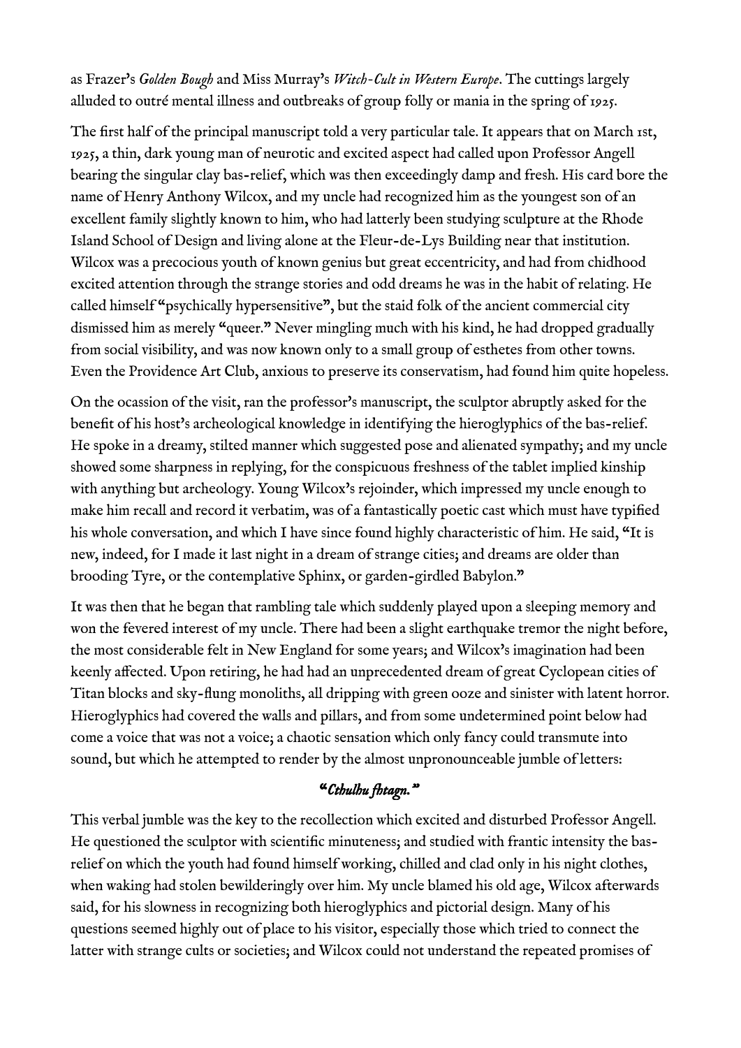as Frazer's *Golden Bough* and Miss Murray's *Witch-Cult in Western Europe*. The cuttings largely alluded to outré mental illness and outbreaks of group folly or mania in the spring of 1925.

The first half of the principal manuscript told a very particular tale. It appears that on March 1st, 1925, a thin, dark young man of neurotic and excited aspect had called upon Professor Angell bearing the singular clay bas-relief, which was then exceedingly damp and fresh. His card bore the name of Henry Anthony Wilcox, and my uncle had recognized him as the youngest son of an excellent family slightly known to him, who had latterly been studying sculpture at the Rhode Island School of Design and living alone at the Fleur-de-Lys Building near that institution. Wilcox was a precocious youth of known genius but great eccentricity, and had from chidhood excited attention through the strange stories and odd dreams he was in the habit of relating. He called himself "psychically hypersensitive", but the staid folk of the ancient commercial city dismissed him as merely "queer." Never mingling much with his kind, he had dropped gradually from social visibility, and was now known only to a small group of esthetes from other towns. Even the Providence Art Club, anxious to preserve its conservatism, had found him quite hopeless.

On the ocassion of the visit, ran the professor's manuscript, the sculptor abruptly asked for the benefit of his host's archeological knowledge in identifying the hieroglyphics of the bas-relief. He spoke in a dreamy, stilted manner which suggested pose and alienated sympathy; and my uncle showed some sharpness in replying, for the conspicuous freshness of the tablet implied kinship with anything but archeology. Young Wilcox's rejoinder, which impressed my uncle enough to make him recall and record it verbatim, was of a fantastically poetic cast which must have typified his whole conversation, and which I have since found highly characteristic of him. He said, "It is new, indeed, for I made it last night in a dream of strange cities; and dreams are older than brooding Tyre, or the contemplative Sphinx, or garden-girdled Babylon."

It was then that he began that rambling tale which suddenly played upon a sleeping memory and won the fevered interest of my uncle. There had been a slight earthquake tremor the night before, the most considerable felt in New England for some years; and Wilcox's imagination had been keenly affected. Upon retiring, he had had an unprecedented dream of great Cyclopean cities of Titan blocks and sky-flung monoliths, all dripping with green ooze and sinister with latent horror. Hieroglyphics had covered the walls and pillars, and from some undetermined point below had come a voice that was not a voice; a chaotic sensation which only fancy could transmute into sound, but which he attempted to render by the almost unpronounceable jumble of letters:

*"Cthulhu fhtagn."*

This verbal jumble was the key to the recollection which excited and disturbed Professor Angell. He questioned the sculptor with scientific minuteness; and studied with frantic intensity the bas-relief on which the youth had found himself working, chilled and clad only in his night clothes, when waking had stolen bewilderingly over him. My uncle blamed his old age, Wilcox afterwards said, for his slowness in recognizing both hieroglyphics and pictorial design. Many of his questions seemed highly out of place to his visitor, especially those which tried to connect the latter with strange cults or societies; and Wilcox could not understand the repeated promises of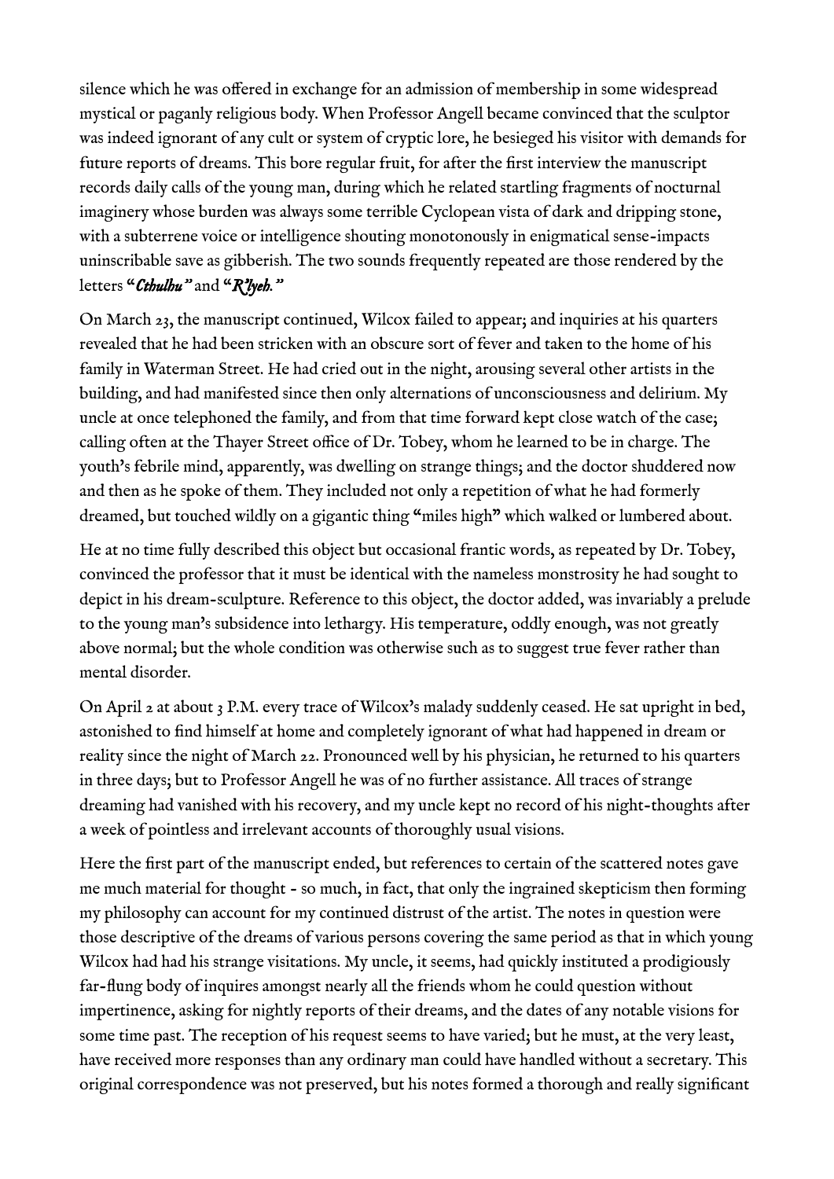silence which he was offered in exchange for an admission of membership in some widespread mystical or paganly religious body. When Professor Angell became convinced that the sculptor was indeed ignorant of any cult or system of cryptic lore, he besieged his visitor with demands for future reports of dreams. This bore regular fruit, for after the first interview the manuscript records daily calls of the young man, during which he related startling fragments of nocturnal imaginery whose burden was always some terrible Cyclopean vista of dark and dripping stone, with a subterrene voice or intelligence shouting monotonously in enigmatical sense-impacts uninscribable save as gibberish. The two sounds frequently repeated are those rendered by the letters "*Cthulhu*" and "*R'lyeh.*"

On March 23, the manuscript continued, Wilcox failed to appear; and inquiries at his quarters revealed that he had been stricken with an obscure sort of fever and taken to the home of his family in Waterman Street. He had cried out in the night, arousing several other artists in the building, and had manifested since then only alternations of unconsciousness and delirium. My uncle at once telephoned the family, and from that time forward kept close watch of the case; calling often at the Thayer Street office of Dr. Tobey, whom he learned to be in charge. The youth's febrile mind, apparently, was dwelling on strange things; and the doctor shuddered now and then as he spoke of them. They included not only a repetition of what he had formerly dreamed, but touched wildly on a gigantic thing "miles high" which walked or lumbered about.

He at no time fully described this object but occasional frantic words, as repeated by Dr. Tobey, convinced the professor that it must be identical with the nameless monstrosity he had sought to depict in his dream-sculpture. Reference to this object, the doctor added, was invariably a prelude to the young man's subsidence into lethargy. His temperature, oddly enough, was not greatly above normal; but the whole condition was otherwise such as to suggest true fever rather than mental disorder.

On April 2 at about 3 P.M. every trace of Wilcox's malady suddenly ceased. He sat upright in bed, astonished to find himself at home and completely ignorant of what had happened in dream or reality since the night of March 22. Pronounced well by his physician, he returned to his quarters in three days; but to Professor Angell he was of no further assistance. All traces of strange dreaming had vanished with his recovery, and my uncle kept no record of his night-thoughts after a week of pointless and irrelevant accounts of thoroughly usual visions.

Here the first part of the manuscript ended, but references to certain of the scattered notes gave me much material for thought - so much, in fact, that only the ingrained skepticism then forming my philosophy can account for my continued distrust of the artist. The notes in question were those descriptive of the dreams of various persons covering the same period as that in which young Wilcox had had his strange visitations. My uncle, it seems, had quickly instituted a prodigiously far-flung body of inquires amongst nearly all the friends whom he could question without impertinence, asking for nightly reports of their dreams, and the dates of any notable visions for some time past. The reception of his request seems to have varied; but he must, at the very least, have received more responses than any ordinary man could have handled without a secretary. This original correspondence was not preserved, but his notes formed a thorough and really significant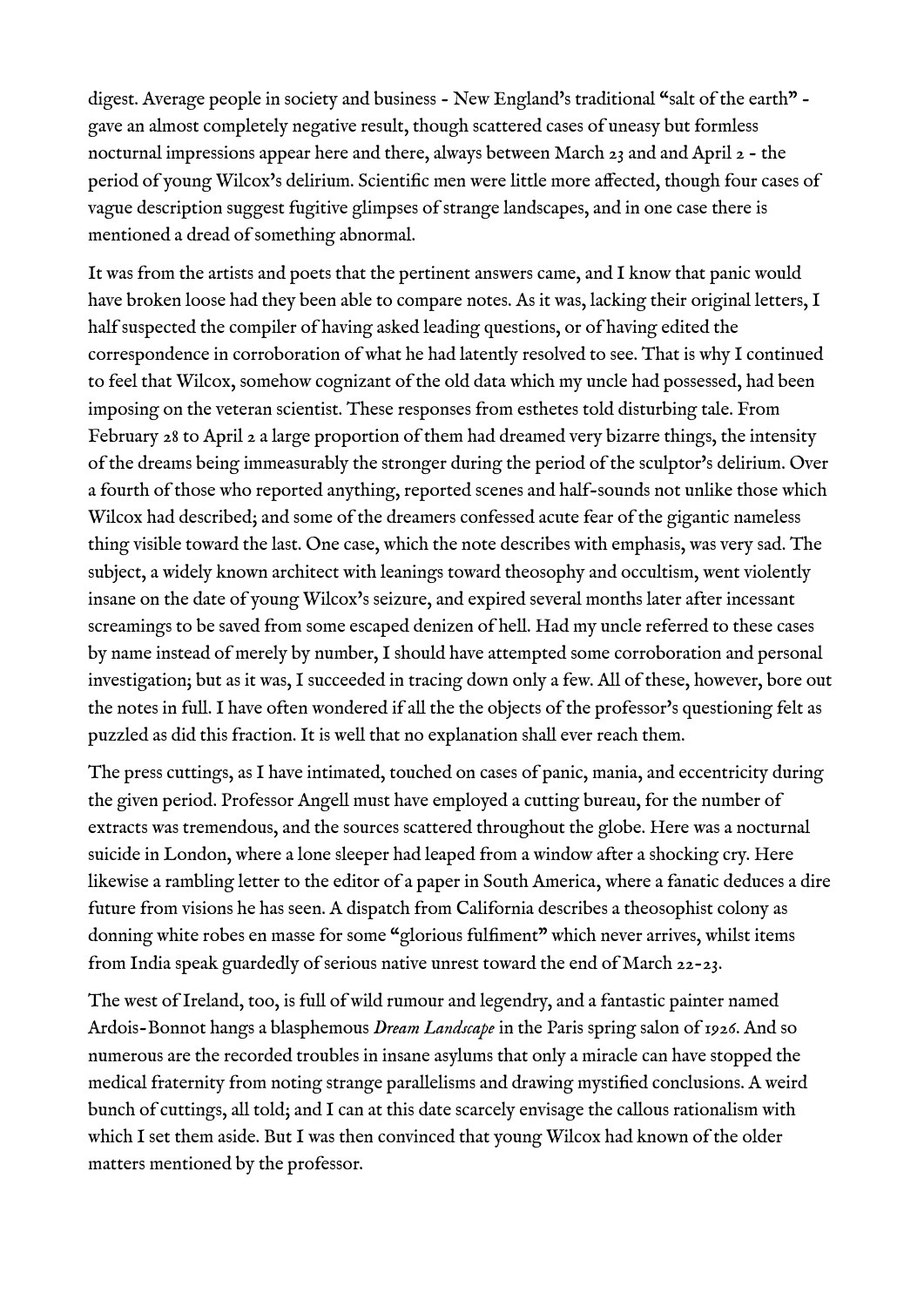digest. Average people in society and business - New England's traditional "salt of the earth" - gave an almost completely negative result, though scattered cases of uneasy but formless nocturnal impressions appear here and there, always between March 23 and and April 2 - the period of young Wilcox's delirium. Scientific men were little more affected, though four cases of vague description suggest fugitive glimpses of strange landscapes, and in one case there is mentioned a dread of something abnormal.

It was from the artists and poets that the pertinent answers came, and I know that panic would have broken loose had they been able to compare notes. As it was, lacking their original letters, I half suspected the compiler of having asked leading questions, or of having edited the correspondence in corroboration of what he had latently resolved to see. That is why I continued to feel that Wilcox, somehow cognizant of the old data which my uncle had possessed, had been imposing on the veteran scientist. These responses from esthetes told disturbing tale. From February 28 to April 2 a large proportion of them had dreamed very bizarre things, the intensity of the dreams being immeasurably the stronger during the period of the sculptor's delirium. Over a fourth of those who reported anything, reported scenes and half-sounds not unlike those which Wilcox had described; and some of the dreamers confessed acute fear of the gigantic nameless thing visible toward the last. One case, which the note describes with emphasis, was very sad. The subject, a widely known architect with leanings toward theosophy and occultism, went violently insane on the date of young Wilcox's seizure, and expired several months later after incessant screamings to be saved from some escaped denizen of hell. Had my uncle referred to these cases by name instead of merely by number, I should have attempted some corroboration and personal investigation; but as it was, I succeeded in tracing down only a few. All of these, however, bore out the notes in full. I have often wondered if all the the objects of the professor's questioning felt as puzzled as did this fraction. It is well that no explanation shall ever reach them.

The press cuttings, as I have intimated, touched on cases of panic, mania, and eccentricity during the given period. Professor Angell must have employed a cutting bureau, for the number of extracts was tremendous, and the sources scattered throughout the globe. Here was a nocturnal suicide in London, where a lone sleeper had leaped from a window after a shocking cry. Here likewise a rambling letter to the editor of a paper in South America, where a fanatic deduces a dire future from visions he has seen. A dispatch from California describes a theosophist colony as donning white robes en masse for some "glorious fulfiment" which never arrives, whilst items from India speak guardedly of serious native unrest toward the end of March 22-23.

The west of Ireland, too, is full of wild rumour and legendry, and a fantastic painter named Ardois-Bonnot hangs a blasphemous *Dream Landscape* in the Paris spring salon of 1926. And so numerous are the recorded troubles in insane asylums that only a miracle can have stopped the medical fraternity from noting strange parallelisms and drawing mystified conclusions. A weird bunch of cuttings, all told; and I can at this date scarcely envisage the callous rationalism with which I set them aside. But I was then convinced that young Wilcox had known of the older matters mentioned by the professor.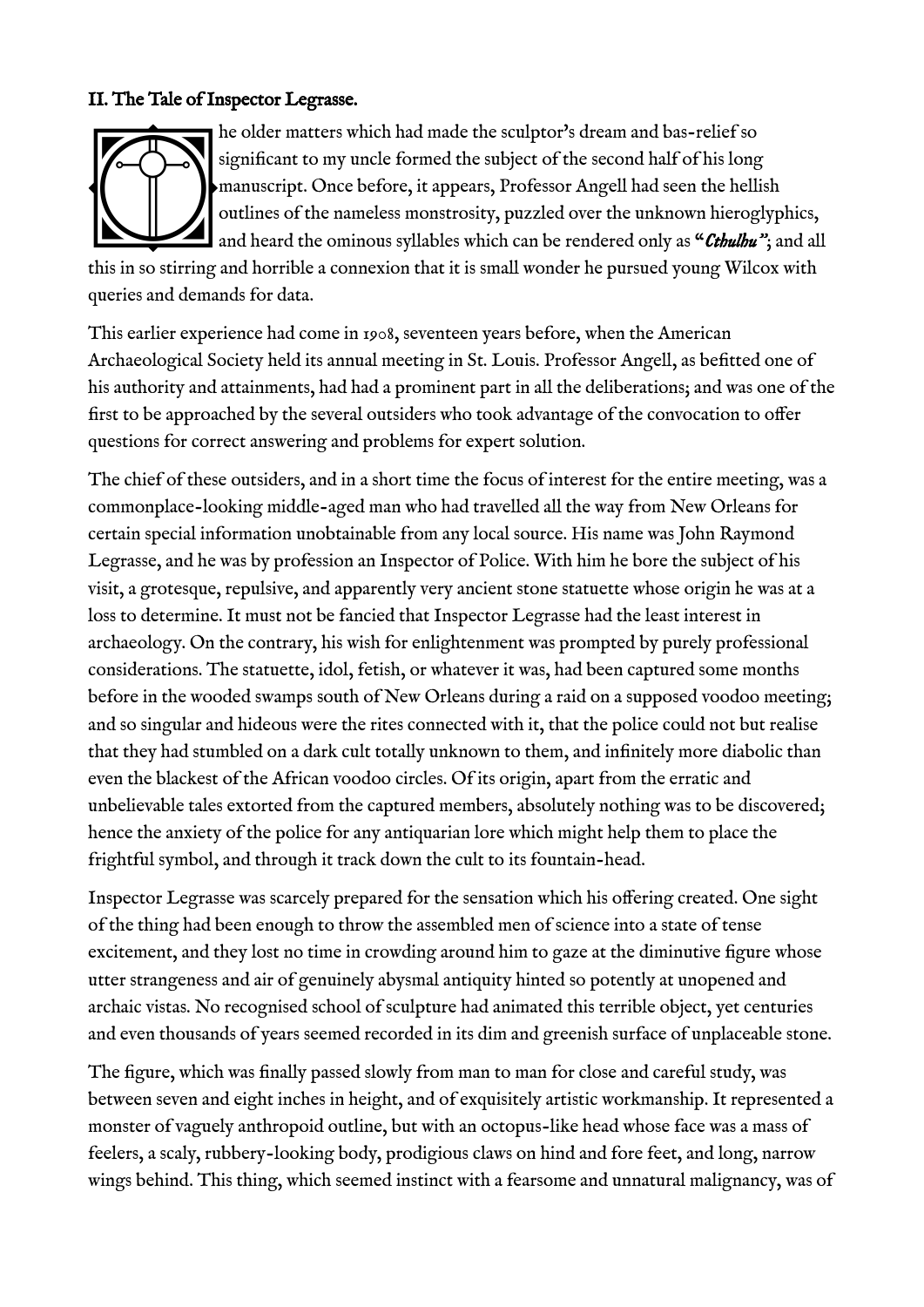## II. The Tale of Inspector Legrasse.

The older matters which had made the sculptor's dream and bas-relief so significant to my uncle formed the subject of the second half of his long manuscript. Once before, it appears, Professor Angell had seen the hellish outlines of the nameless monstrosity, puzzled over the unknown hieroglyphics, and heard the ominous syllables which can be rendered only as "***Cthulhu***"; and all this in so stirring and horrible a connexion that it is small wonder he pursued young Wilcox with queries and demands for data.

This earlier experience had come in 1908, seventeen years before, when the American Archaeological Society held its annual meeting in St. Louis. Professor Angell, as befitted one of his authority and attainments, had had a prominent part in all the deliberations; and was one of the first to be approached by the several outsiders who took advantage of the convocation to offer questions for correct answering and problems for expert solution.

The chief of these outsiders, and in a short time the focus of interest for the entire meeting, was a commonplace-looking middle-aged man who had travelled all the way from New Orleans for certain special information unobtainable from any local source. His name was John Raymond Legrasse, and he was by profession an Inspector of Police. With him he bore the subject of his visit, a grotesque, repulsive, and apparently very ancient stone statuette whose origin he was at a loss to determine. It must not be fancied that Inspector Legrasse had the least interest in archaeology. On the contrary, his wish for enlightenment was prompted by purely professional considerations. The statuette, idol, fetish, or whatever it was, had been captured some months before in the wooded swamps south of New Orleans during a raid on a supposed voodoo meeting; and so singular and hideous were the rites connected with it, that the police could not but realise that they had stumbled on a dark cult totally unknown to them, and infinitely more diabolic than even the blackest of the African voodoo circles. Of its origin, apart from the erratic and unbelievable tales extorted from the captured members, absolutely nothing was to be discovered; hence the anxiety of the police for any antiquarian lore which might help them to place the frightful symbol, and through it track down the cult to its fountain-head.

Inspector Legrasse was scarcely prepared for the sensation which his offering created. One sight of the thing had been enough to throw the assembled men of science into a state of tense excitement, and they lost no time in crowding around him to gaze at the diminutive figure whose utter strangeness and air of genuinely abysmal antiquity hinted so potently at unopened and archaic vistas. No recognised school of sculpture had animated this terrible object, yet centuries and even thousands of years seemed recorded in its dim and greenish surface of unplaceable stone.

The figure, which was finally passed slowly from man to man for close and careful study, was between seven and eight inches in height, and of exquisitely artistic workmanship. It represented a monster of vaguely anthropoid outline, but with an octopus-like head whose face was a mass of feelers, a scaly, rubbery-looking body, prodigious claws on hind and fore feet, and long, narrow wings behind. This thing, which seemed instinct with a fearsome and unnatural malignancy, was of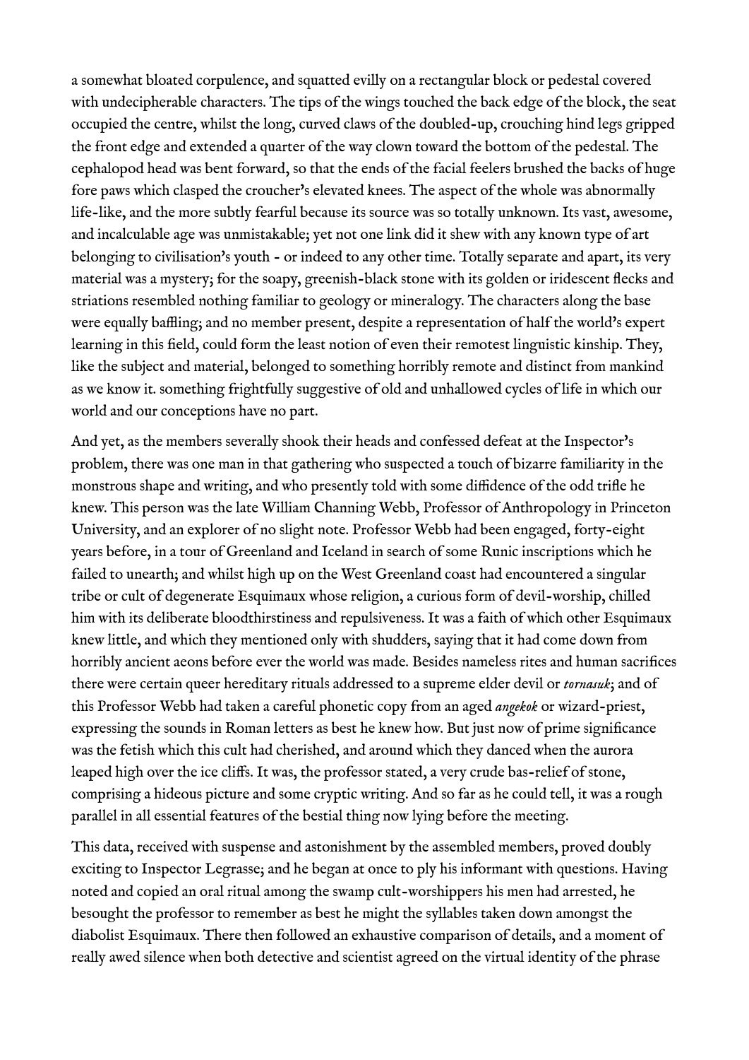a somewhat bloated corpulence, and squatted evilly on a rectangular block or pedestal covered with undecipherable characters. The tips of the wings touched the back edge of the block, the seat occupied the centre, whilst the long, curved claws of the doubled-up, crouching hind legs gripped the front edge and extended a quarter of the way clown toward the bottom of the pedestal. The cephalopod head was bent forward, so that the ends of the facial feelers brushed the backs of huge fore paws which clasped the croucher's elevated knees. The aspect of the whole was abnormally life-like, and the more subtly fearful because its source was so totally unknown. Its vast, awesome, and incalculable age was unmistakable; yet not one link did it shew with any known type of art belonging to civilisation's youth - or indeed to any other time. Totally separate and apart, its very material was a mystery; for the soapy, greenish-black stone with its golden or iridescent flecks and striations resembled nothing familiar to geology or mineralogy. The characters along the base were equally baffling; and no member present, despite a representation of half the world's expert learning in this field, could form the least notion of even their remotest linguistic kinship. They, like the subject and material, belonged to something horribly remote and distinct from mankind as we know it. something frightfully suggestive of old and unhallowed cycles of life in which our world and our conceptions have no part.

And yet, as the members severally shook their heads and confessed defeat at the Inspector's problem, there was one man in that gathering who suspected a touch of bizarre familiarity in the monstrous shape and writing, and who presently told with some diffidence of the odd trifle he knew. This person was the late William Channing Webb, Professor of Anthropology in Princeton University, and an explorer of no slight note. Professor Webb had been engaged, forty-eight years before, in a tour of Greenland and Iceland in search of some Runic inscriptions which he failed to unearth; and whilst high up on the West Greenland coast had encountered a singular tribe or cult of degenerate Esquimaux whose religion, a curious form of devil-worship, chilled him with its deliberate bloodthirstiness and repulsiveness. It was a faith of which other Esquimaux knew little, and which they mentioned only with shudders, saying that it had come down from horribly ancient aeons before ever the world was made. Besides nameless rites and human sacrifices there were certain queer hereditary rituals addressed to a supreme elder devil or *tornasuk*; and of this Professor Webb had taken a careful phonetic copy from an aged *angekok* or wizard-priest, expressing the sounds in Roman letters as best he knew how. But just now of prime significance was the fetish which this cult had cherished, and around which they danced when the aurora leaped high over the ice cliffs. It was, the professor stated, a very crude bas-relief of stone, comprising a hideous picture and some cryptic writing. And so far as he could tell, it was a rough parallel in all essential features of the bestial thing now lying before the meeting.

This data, received with suspense and astonishment by the assembled members, proved doubly exciting to Inspector Legrasse; and he began at once to ply his informant with questions. Having noted and copied an oral ritual among the swamp cult-worshippers his men had arrested, he besought the professor to remember as best he might the syllables taken down amongst the diabolist Esquimaux. There then followed an exhaustive comparison of details, and a moment of really awed silence when both detective and scientist agreed on the virtual identity of the phrase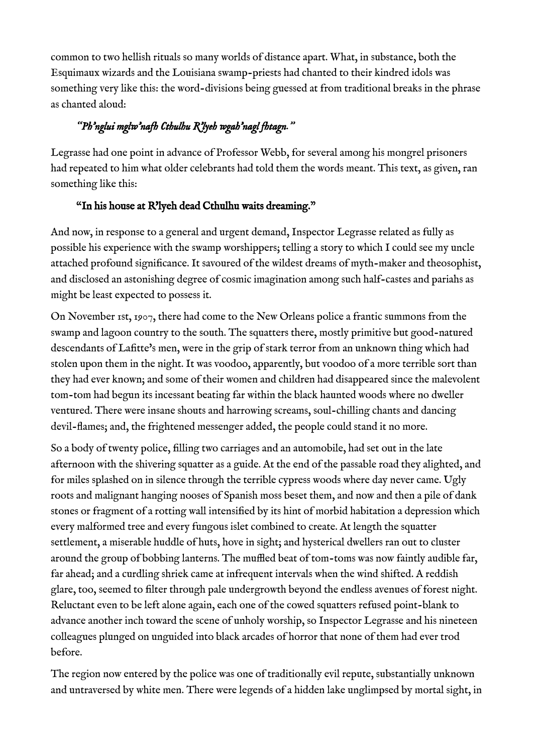common to two hellish rituals so many worlds of distance apart. What, in substance, both the Esquimaux wizards and the Louisiana swamp-priests had chanted to their kindred idols was something very like this: the word-divisions being guessed at from traditional breaks in the phrase as chanted aloud:

> *"Ph'nglui mglw'nafh Cthulhu R'lyeh wgah'nagl fhtagn."*

Legrasse had one point in advance of Professor Webb, for several among his mongrel prisoners had repeated to him what older celebrants had told them the words meant. This text, as given, ran something like this:

> **"In his house at R'lyeh dead Cthulhu waits dreaming."**

And now, in response to a general and urgent demand, Inspector Legrasse related as fully as possible his experience with the swamp worshippers; telling a story to which I could see my uncle attached profound significance. It savoured of the wildest dreams of myth-maker and theosophist, and disclosed an astonishing degree of cosmic imagination among such half-castes and pariahs as might be least expected to possess it.

On November 1st, 1907, there had come to the New Orleans police a frantic summons from the swamp and lagoon country to the south. The squatters there, mostly primitive but good-natured descendants of Lafitte's men, were in the grip of stark terror from an unknown thing which had stolen upon them in the night. It was voodoo, apparently, but voodoo of a more terrible sort than they had ever known; and some of their women and children had disappeared since the malevolent tom-tom had begun its incessant beating far within the black haunted woods where no dweller ventured. There were insane shouts and harrowing screams, soul-chilling chants and dancing devil-flames; and, the frightened messenger added, the people could stand it no more.

So a body of twenty police, filling two carriages and an automobile, had set out in the late afternoon with the shivering squatter as a guide. At the end of the passable road they alighted, and for miles splashed on in silence through the terrible cypress woods where day never came. Ugly roots and malignant hanging nooses of Spanish moss beset them, and now and then a pile of dank stones or fragment of a rotting wall intensified by its hint of morbid habitation a depression which every malformed tree and every fungous islet combined to create. At length the squatter settlement, a miserable huddle of huts, hove in sight; and hysterical dwellers ran out to cluster around the group of bobbing lanterns. The muffled beat of tom-toms was now faintly audible far, far ahead; and a curdling shriek came at infrequent intervals when the wind shifted. A reddish glare, too, seemed to filter through pale undergrowth beyond the endless avenues of forest night. Reluctant even to be left alone again, each one of the cowed squatters refused point-blank to advance another inch toward the scene of unholy worship, so Inspector Legrasse and his nineteen colleagues plunged on unguided into black arcades of horror that none of them had ever trod before.

The region now entered by the police was one of traditionally evil repute, substantially unknown and untraversed by white men. There were legends of a hidden lake unglimpsed by mortal sight, in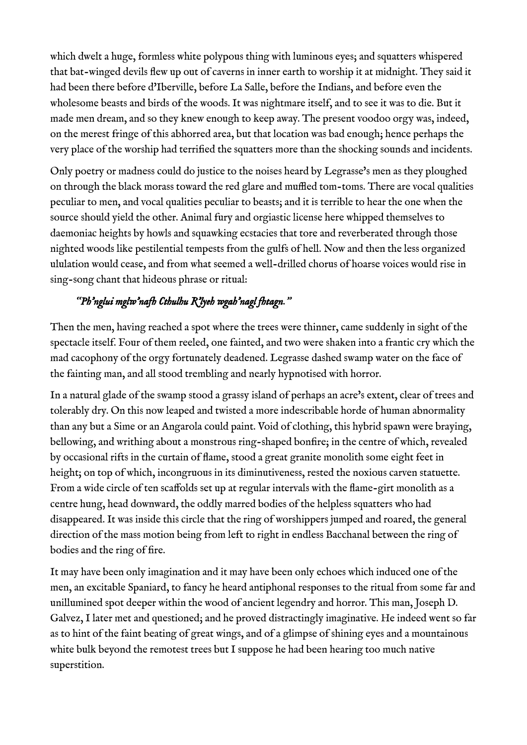which dwelt a huge, formless white polypous thing with luminous eyes; and squatters whispered that bat-winged devils flew up out of caverns in inner earth to worship it at midnight. They said it had been there before d'Iberville, before La Salle, before the Indians, and before even the wholesome beasts and birds of the woods. It was nightmare itself, and to see it was to die. But it made men dream, and so they knew enough to keep away. The present voodoo orgy was, indeed, on the merest fringe of this abhorred area, but that location was bad enough; hence perhaps the very place of the worship had terrified the squatters more than the shocking sounds and incidents.

Only poetry or madness could do justice to the noises heard by Legrasse's men as they ploughed on through the black morass toward the red glare and muffled tom-toms. There are vocal qualities peculiar to men, and vocal qualities peculiar to beasts; and it is terrible to hear the one when the source should yield the other. Animal fury and orgiastic license here whipped themselves to daemoniac heights by howls and squawking ecstacies that tore and reverberated through those nighted woods like pestilential tempests from the gulfs of hell. Now and then the less organized ululation would cease, and from what seemed a well-drilled chorus of hoarse voices would rise in sing-song chant that hideous phrase or ritual:

> *"Ph'nglui mglw'nafh Cthulhu R'lyeh wgah'nagl fhtagn."*

Then the men, having reached a spot where the trees were thinner, came suddenly in sight of the spectacle itself. Four of them reeled, one fainted, and two were shaken into a frantic cry which the mad cacophony of the orgy fortunately deadened. Legrasse dashed swamp water on the face of the fainting man, and all stood trembling and nearly hypnotised with horror.

In a natural glade of the swamp stood a grassy island of perhaps an acre's extent, clear of trees and tolerably dry. On this now leaped and twisted a more indescribable horde of human abnormality than any but a Sime or an Angarola could paint. Void of clothing, this hybrid spawn were braying, bellowing, and writhing about a monstrous ring-shaped bonfire; in the centre of which, revealed by occasional rifts in the curtain of flame, stood a great granite monolith some eight feet in height; on top of which, incongruous in its diminutiveness, rested the noxious carven statuette. From a wide circle of ten scaffolds set up at regular intervals with the flame-girt monolith as a centre hung, head downward, the oddly marred bodies of the helpless squatters who had disappeared. It was inside this circle that the ring of worshippers jumped and roared, the general direction of the mass motion being from left to right in endless Bacchanal between the ring of bodies and the ring of fire.

It may have been only imagination and it may have been only echoes which induced one of the men, an excitable Spaniard, to fancy he heard antiphonal responses to the ritual from some far and unillumined spot deeper within the wood of ancient legendry and horror. This man, Joseph D. Galvez, I later met and questioned; and he proved distractingly imaginative. He indeed went so far as to hint of the faint beating of great wings, and of a glimpse of shining eyes and a mountainous white bulk beyond the remotest trees but I suppose he had been hearing too much native superstition.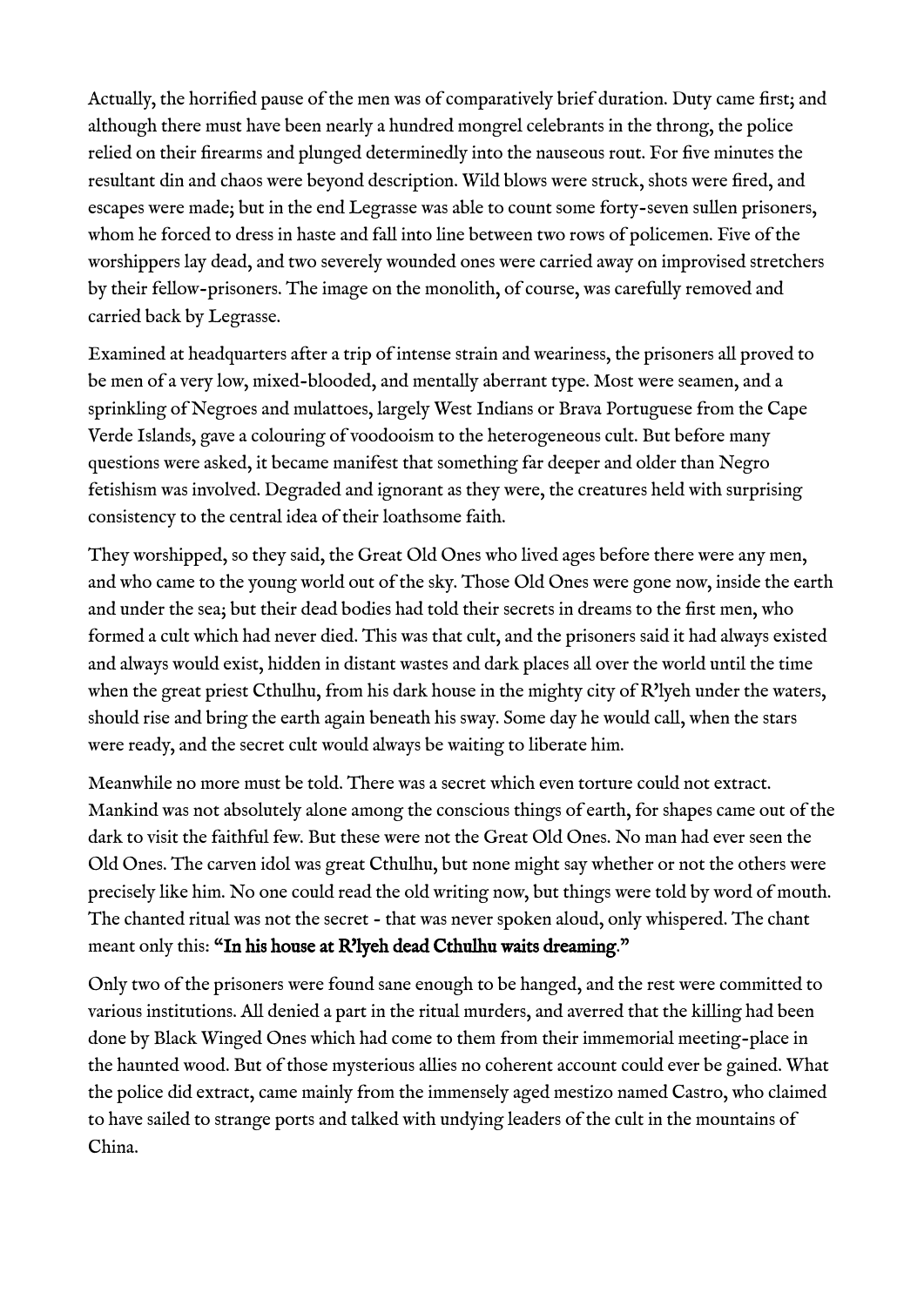Actually, the horrified pause of the men was of comparatively brief duration. Duty came first; and although there must have been nearly a hundred mongrel celebrants in the throng, the police relied on their firearms and plunged determinedly into the nauseous rout. For five minutes the resultant din and chaos were beyond description. Wild blows were struck, shots were fired, and escapes were made; but in the end Legrasse was able to count some forty-seven sullen prisoners, whom he forced to dress in haste and fall into line between two rows of policemen. Five of the worshippers lay dead, and two severely wounded ones were carried away on improvised stretchers by their fellow-prisoners. The image on the monolith, of course, was carefully removed and carried back by Legrasse.

Examined at headquarters after a trip of intense strain and weariness, the prisoners all proved to be men of a very low, mixed-blooded, and mentally aberrant type. Most were seamen, and a sprinkling of Negroes and mulattoes, largely West Indians or Brava Portuguese from the Cape Verde Islands, gave a colouring of voodooism to the heterogeneous cult. But before many questions were asked, it became manifest that something far deeper and older than Negro fetishism was involved. Degraded and ignorant as they were, the creatures held with surprising consistency to the central idea of their loathsome faith.

They worshipped, so they said, the Great Old Ones who lived ages before there were any men, and who came to the young world out of the sky. Those Old Ones were gone now, inside the earth and under the sea; but their dead bodies had told their secrets in dreams to the first men, who formed a cult which had never died. This was that cult, and the prisoners said it had always existed and always would exist, hidden in distant wastes and dark places all over the world until the time when the great priest Cthulhu, from his dark house in the mighty city of R'lyeh under the waters, should rise and bring the earth again beneath his sway. Some day he would call, when the stars were ready, and the secret cult would always be waiting to liberate him.

Meanwhile no more must be told. There was a secret which even torture could not extract. Mankind was not absolutely alone among the conscious things of earth, for shapes came out of the dark to visit the faithful few. But these were not the Great Old Ones. No man had ever seen the Old Ones. The carven idol was great Cthulhu, but none might say whether or not the others were precisely like him. No one could read the old writing now, but things were told by word of mouth. The chanted ritual was not the secret - that was never spoken aloud, only whispered. The chant meant only this: **"In his house at R'lyeh dead Cthulhu waits dreaming."**

Only two of the prisoners were found sane enough to be hanged, and the rest were committed to various institutions. All denied a part in the ritual murders, and averred that the killing had been done by Black Winged Ones which had come to them from their immemorial meeting-place in the haunted wood. But of those mysterious allies no coherent account could ever be gained. What the police did extract, came mainly from the immensely aged mestizo named Castro, who claimed to have sailed to strange ports and talked with undying leaders of the cult in the mountains of China.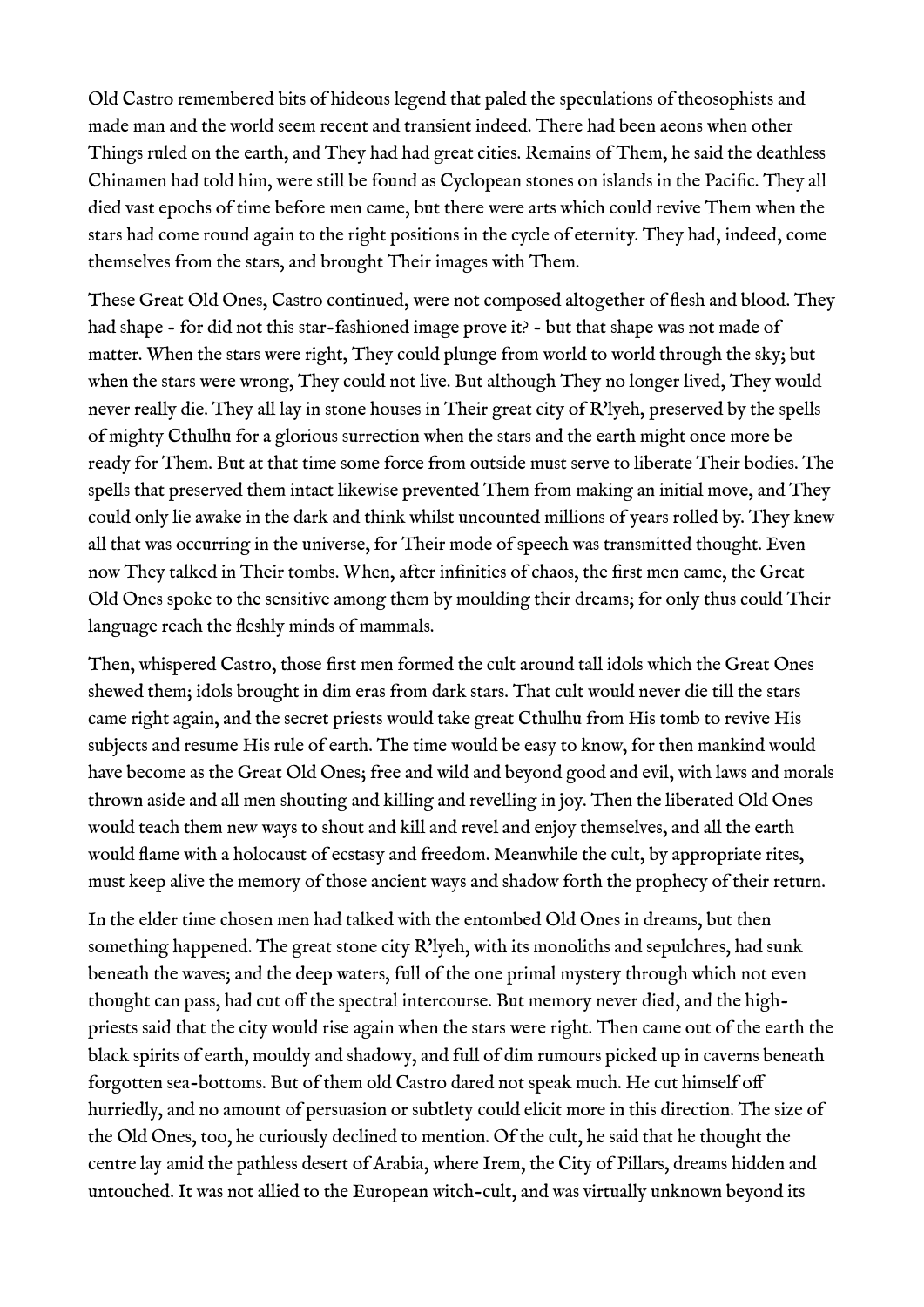Old Castro remembered bits of hideous legend that paled the speculations of theosophists and made man and the world seem recent and transient indeed. There had been aeons when other Things ruled on the earth, and They had had great cities. Remains of Them, he said the deathless Chinamen had told him, were still be found as Cyclopean stones on islands in the Pacific. They all died vast epochs of time before men came, but there were arts which could revive Them when the stars had come round again to the right positions in the cycle of eternity. They had, indeed, come themselves from the stars, and brought Their images with Them.

These Great Old Ones, Castro continued, were not composed altogether of flesh and blood. They had shape - for did not this star-fashioned image prove it? - but that shape was not made of matter. When the stars were right, They could plunge from world to world through the sky; but when the stars were wrong, They could not live. But although They no longer lived, They would never really die. They all lay in stone houses in Their great city of R'lyeh, preserved by the spells of mighty Cthulhu for a glorious surrection when the stars and the earth might once more be ready for Them. But at that time some force from outside must serve to liberate Their bodies. The spells that preserved them intact likewise prevented Them from making an initial move, and They could only lie awake in the dark and think whilst uncounted millions of years rolled by. They knew all that was occurring in the universe, for Their mode of speech was transmitted thought. Even now They talked in Their tombs. When, after infinities of chaos, the first men came, the Great Old Ones spoke to the sensitive among them by moulding their dreams; for only thus could Their language reach the fleshly minds of mammals.

Then, whispered Castro, those first men formed the cult around tall idols which the Great Ones shewed them; idols brought in dim eras from dark stars. That cult would never die till the stars came right again, and the secret priests would take great Cthulhu from His tomb to revive His subjects and resume His rule of earth. The time would be easy to know, for then mankind would have become as the Great Old Ones; free and wild and beyond good and evil, with laws and morals thrown aside and all men shouting and killing and revelling in joy. Then the liberated Old Ones would teach them new ways to shout and kill and revel and enjoy themselves, and all the earth would flame with a holocaust of ecstasy and freedom. Meanwhile the cult, by appropriate rites, must keep alive the memory of those ancient ways and shadow forth the prophecy of their return.

In the elder time chosen men had talked with the entombed Old Ones in dreams, but then something happened. The great stone city R'lyeh, with its monoliths and sepulchres, had sunk beneath the waves; and the deep waters, full of the one primal mystery through which not even thought can pass, had cut off the spectral intercourse. But memory never died, and the high-priests said that the city would rise again when the stars were right. Then came out of the earth the black spirits of earth, mouldy and shadowy, and full of dim rumours picked up in caverns beneath forgotten sea-bottoms. But of them old Castro dared not speak much. He cut himself off hurriedly, and no amount of persuasion or subtlety could elicit more in this direction. The size of the Old Ones, too, he curiously declined to mention. Of the cult, he said that he thought the centre lay amid the pathless desert of Arabia, where Irem, the City of Pillars, dreams hidden and untouched. It was not allied to the European witch-cult, and was virtually unknown beyond its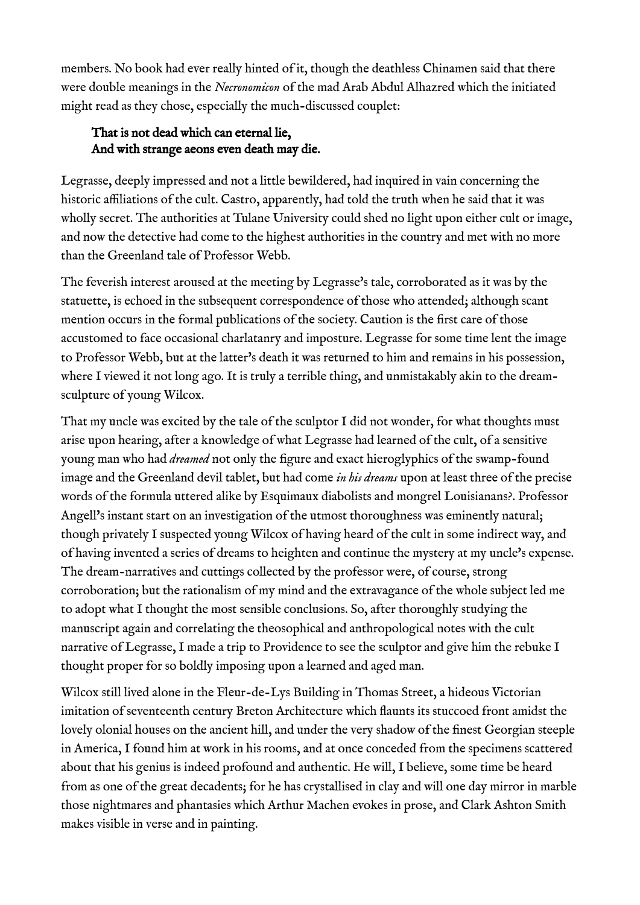members. No book had ever really hinted of it, though the deathless Chinamen said that there were double meanings in the *Necronomicon* of the mad Arab Abdul Alhazred which the initiated might read as they chose, especially the much-discussed couplet:

> **That is not dead which can eternal lie,**
> **And with strange aeons even death may die.**

Legrasse, deeply impressed and not a little bewildered, had inquired in vain concerning the historic affiliations of the cult. Castro, apparently, had told the truth when he said that it was wholly secret. The authorities at Tulane University could shed no light upon either cult or image, and now the detective had come to the highest authorities in the country and met with no more than the Greenland tale of Professor Webb.

The feverish interest aroused at the meeting by Legrasse's tale, corroborated as it was by the statuette, is echoed in the subsequent correspondence of those who attended; although scant mention occurs in the formal publications of the society. Caution is the first care of those accustomed to face occasional charlatanry and imposture. Legrasse for some time lent the image to Professor Webb, but at the latter's death it was returned to him and remains in his possession, where I viewed it not long ago. It is truly a terrible thing, and unmistakably akin to the dream-sculpture of young Wilcox.

That my uncle was excited by the tale of the sculptor I did not wonder, for what thoughts must arise upon hearing, after a knowledge of what Legrasse had learned of the cult, of a sensitive young man who had *dreamed* not only the figure and exact hieroglyphics of the swamp-found image and the Greenland devil tablet, but had come *in his dreams* upon at least three of the precise words of the formula uttered alike by Esquimaux diabolists and mongrel Louisianans?. Professor Angell's instant start on an investigation of the utmost thoroughness was eminently natural; though privately I suspected young Wilcox of having heard of the cult in some indirect way, and of having invented a series of dreams to heighten and continue the mystery at my uncle's expense. The dream-narratives and cuttings collected by the professor were, of course, strong corroboration; but the rationalism of my mind and the extravagance of the whole subject led me to adopt what I thought the most sensible conclusions. So, after thoroughly studying the manuscript again and correlating the theosophical and anthropological notes with the cult narrative of Legrasse, I made a trip to Providence to see the sculptor and give him the rebuke I thought proper for so boldly imposing upon a learned and aged man.

Wilcox still lived alone in the Fleur-de-Lys Building in Thomas Street, a hideous Victorian imitation of seventeenth century Breton Architecture which flaunts its stuccoed front amidst the lovely olonial houses on the ancient hill, and under the very shadow of the finest Georgian steeple in America, I found him at work in his rooms, and at once conceded from the specimens scattered about that his genius is indeed profound and authentic. He will, I believe, some time be heard from as one of the great decadents; for he has crystallised in clay and will one day mirror in marble those nightmares and phantasies which Arthur Machen evokes in prose, and Clark Ashton Smith makes visible in verse and in painting.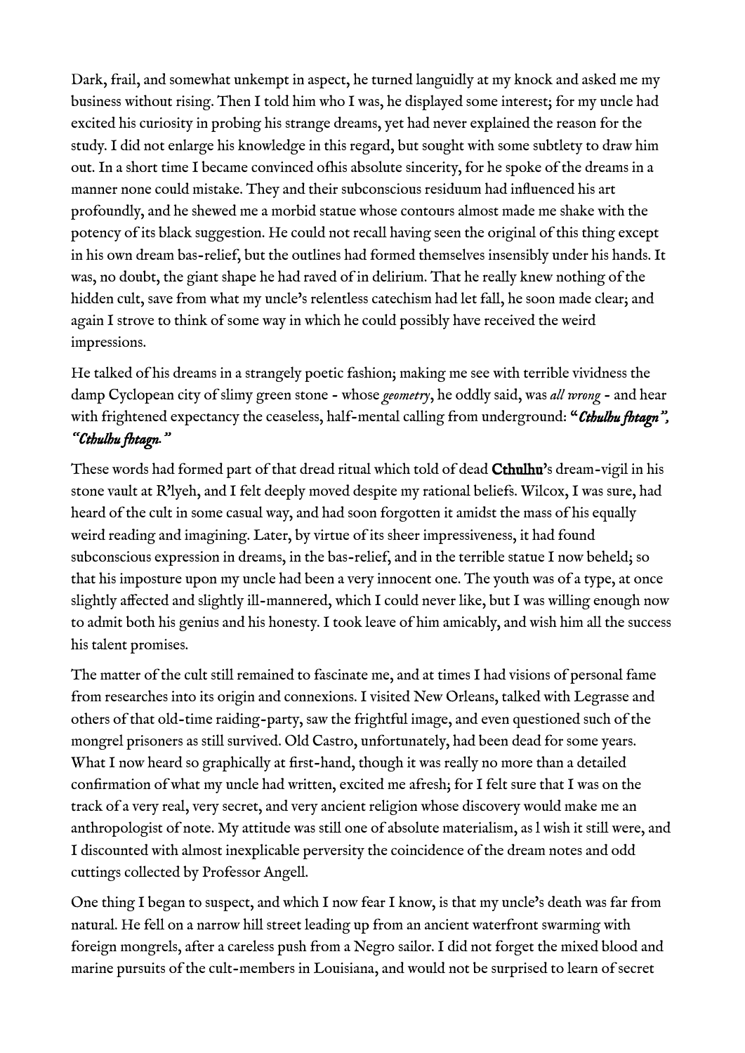Dark, frail, and somewhat unkempt in aspect, he turned languidly at my knock and asked me my business without rising. Then I told him who I was, he displayed some interest; for my uncle had excited his curiosity in probing his strange dreams, yet had never explained the reason for the study. I did not enlarge his knowledge in this regard, but sought with some subtlety to draw him out. In a short time I became convinced ofhis absolute sincerity, for he spoke of the dreams in a manner none could mistake. They and their subconscious residuum had influenced his art profoundly, and he shewed me a morbid statue whose contours almost made me shake with the potency of its black suggestion. He could not recall having seen the original of this thing except in his own dream bas-relief, but the outlines had formed themselves insensibly under his hands. It was, no doubt, the giant shape he had raved of in delirium. That he really knew nothing of the hidden cult, save from what my uncle's relentless catechism had let fall, he soon made clear; and again I strove to think of some way in which he could possibly have received the weird impressions.

He talked of his dreams in a strangely poetic fashion; making me see with terrible vividness the damp Cyclopean city of slimy green stone - whose *geometry*, he oddly said, was *all wrong* - and hear with frightened expectancy the ceaseless, half-mental calling from underground: ***"Cthulhu fhtagn"***, *"Cthulhu fhtagn."*

These words had formed part of that dread ritual which told of dead **Cthulhu**'s dream-vigil in his stone vault at R'lyeh, and I felt deeply moved despite my rational beliefs. Wilcox, I was sure, had heard of the cult in some casual way, and had soon forgotten it amidst the mass of his equally weird reading and imagining. Later, by virtue of its sheer impressiveness, it had found subconscious expression in dreams, in the bas-relief, and in the terrible statue I now beheld; so that his imposture upon my uncle had been a very innocent one. The youth was of a type, at once slightly affected and slightly ill-mannered, which I could never like, but I was willing enough now to admit both his genius and his honesty. I took leave of him amicably, and wish him all the success his talent promises.

The matter of the cult still remained to fascinate me, and at times I had visions of personal fame from researches into its origin and connexions. I visited New Orleans, talked with Legrasse and others of that old-time raiding-party, saw the frightful image, and even questioned such of the mongrel prisoners as still survived. Old Castro, unfortunately, had been dead for some years. What I now heard so graphically at first-hand, though it was really no more than a detailed confirmation of what my uncle had written, excited me afresh; for I felt sure that I was on the track of a very real, very secret, and very ancient religion whose discovery would make me an anthropologist of note. My attitude was still one of absolute materialism, as l wish it still were, and I discounted with almost inexplicable perversity the coincidence of the dream notes and odd cuttings collected by Professor Angell.

One thing I began to suspect, and which I now fear I know, is that my uncle's death was far from natural. He fell on a narrow hill street leading up from an ancient waterfront swarming with foreign mongrels, after a careless push from a Negro sailor. I did not forget the mixed blood and marine pursuits of the cult-members in Louisiana, and would not be surprised to learn of secret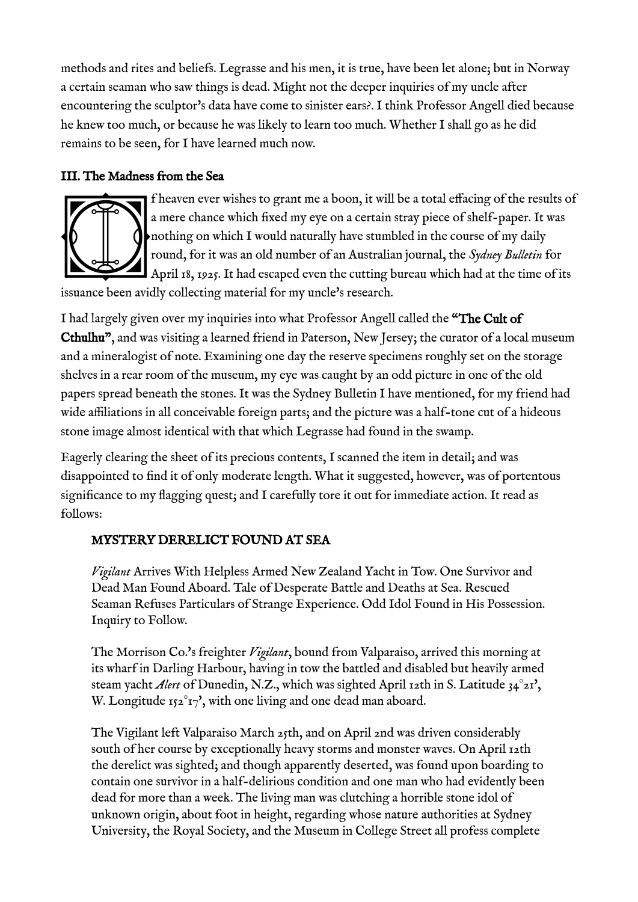methods and rites and beliefs. Legrasse and his men, it is true, have been let alone; but in Norway a certain seaman who saw things is dead. Might not the deeper inquiries of my uncle after encountering the sculptor's data have come to sinister ears?. I think Professor Angell died because he knew too much, or because he was likely to learn too much. Whether I shall go as he did remains to be seen, for I have learned much now.

### III. The Madness from the Sea

If heaven ever wishes to grant me a boon, it will be a total effacing of the results of a mere chance which fixed my eye on a certain stray piece of shelf-paper. It was nothing on which I would naturally have stumbled in the course of my daily round, for it was an old number of an Australian journal, the *Sydney Bulletin* for April 18, 1925. It had escaped even the cutting bureau which had at the time of its issuance been avidly collecting material for my uncle's research.

I had largely given over my inquiries into what Professor Angell called the **"The Cult of Cthulhu"**, and was visiting a learned friend in Paterson, New Jersey; the curator of a local museum and a mineralogist of note. Examining one day the reserve specimens roughly set on the storage shelves in a rear room of the museum, my eye was caught by an odd picture in one of the old papers spread beneath the stones. It was the Sydney Bulletin I have mentioned, for my friend had wide affiliations in all conceivable foreign parts; and the picture was a half-tone cut of a hideous stone image almost identical with that which Legrasse had found in the swamp.

Eagerly clearing the sheet of its precious contents, I scanned the item in detail; and was disappointed to find it of only moderate length. What it suggested, however, was of portentous significance to my flagging quest; and I carefully tore it out for immediate action. It read as follows:

> MYSTERY DERELICT FOUND AT SEA
>
> *Vigilant* Arrives With Helpless Armed New Zealand Yacht in Tow. One Survivor and Dead Man Found Aboard. Tale of Desperate Battle and Deaths at Sea. Rescued Seaman Refuses Particulars of Strange Experience. Odd Idol Found in His Possession. Inquiry to Follow.
>
> The Morrison Co.'s freighter *Vigilant*, bound from Valparaiso, arrived this morning at its wharf in Darling Harbour, having in tow the battled and disabled but heavily armed steam yacht *Alert* of Dunedin, N.Z., which was sighted April 12th in S. Latitude 34°21', W. Longitude 152°17', with one living and one dead man aboard.
>
> The Vigilant left Valparaiso March 25th, and on April 2nd was driven considerably south of her course by exceptionally heavy storms and monster waves. On April 12th the derelict was sighted; and though apparently deserted, was found upon boarding to contain one survivor in a half-delirious condition and one man who had evidently been dead for more than a week. The living man was clutching a horrible stone idol of unknown origin, about foot in height, regarding whose nature authorities at Sydney University, the Royal Society, and the Museum in College Street all profess complete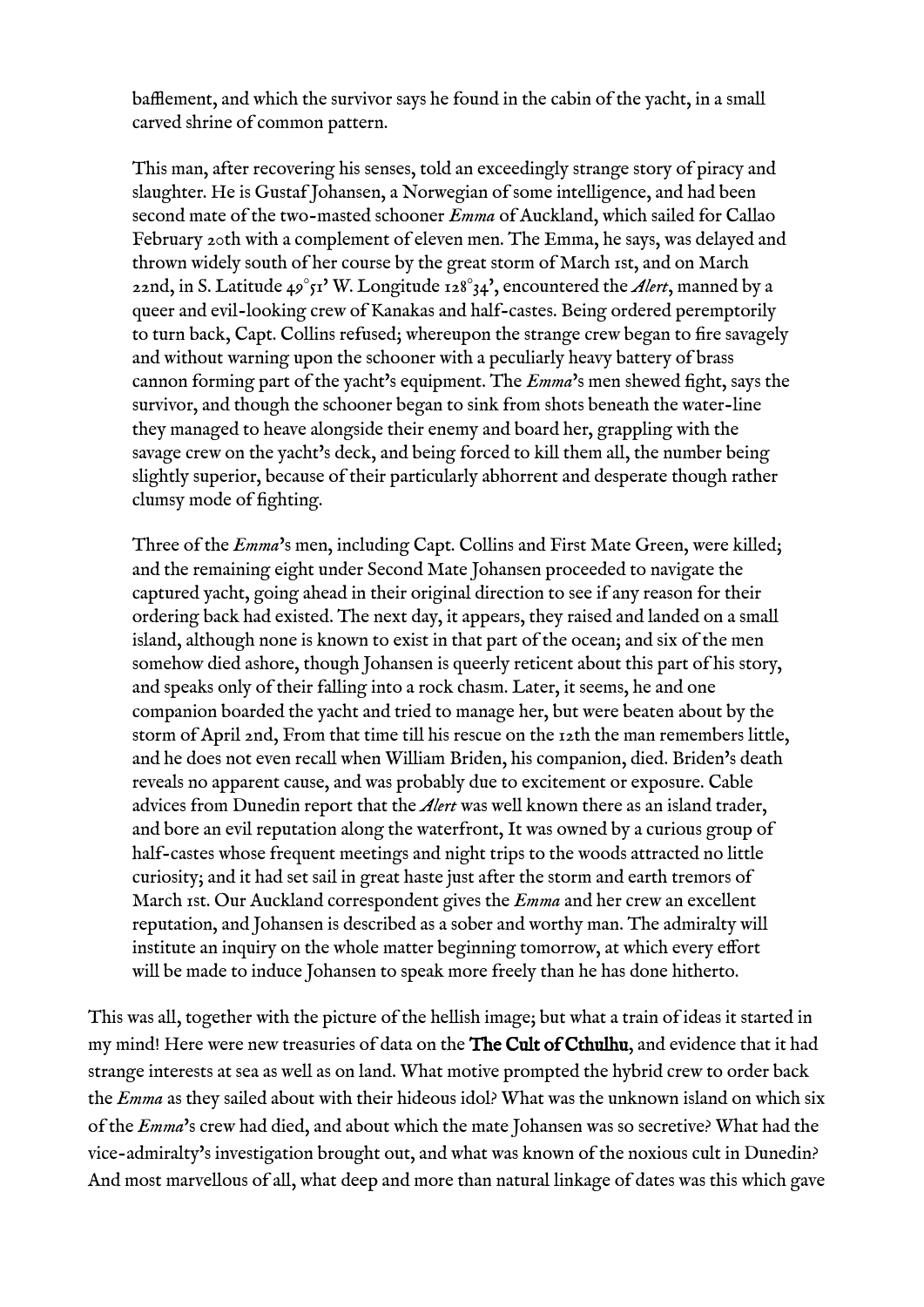bafflement, and which the survivor says he found in the cabin of the yacht, in a small carved shrine of common pattern.

This man, after recovering his senses, told an exceedingly strange story of piracy and slaughter. He is Gustaf Johansen, a Norwegian of some intelligence, and had been second mate of the two-masted schooner *Emma* of Auckland, which sailed for Callao February 20th with a complement of eleven men. The Emma, he says, was delayed and thrown widely south of her course by the great storm of March 1st, and on March 22nd, in S. Latitude 49°51' W. Longitude 128°34', encountered the *Alert*, manned by a queer and evil-looking crew of Kanakas and half-castes. Being ordered peremptorily to turn back, Capt. Collins refused; whereupon the strange crew began to fire savagely and without warning upon the schooner with a peculiarly heavy battery of brass cannon forming part of the yacht's equipment. The *Emma*'s men shewed fight, says the survivor, and though the schooner began to sink from shots beneath the water-line they managed to heave alongside their enemy and board her, grappling with the savage crew on the yacht's deck, and being forced to kill them all, the number being slightly superior, because of their particularly abhorrent and desperate though rather clumsy mode of fighting.

Three of the *Emma*'s men, including Capt. Collins and First Mate Green, were killed; and the remaining eight under Second Mate Johansen proceeded to navigate the captured yacht, going ahead in their original direction to see if any reason for their ordering back had existed. The next day, it appears, they raised and landed on a small island, although none is known to exist in that part of the ocean; and six of the men somehow died ashore, though Johansen is queerly reticent about this part of his story, and speaks only of their falling into a rock chasm. Later, it seems, he and one companion boarded the yacht and tried to manage her, but were beaten about by the storm of April 2nd, From that time till his rescue on the 12th the man remembers little, and he does not even recall when William Briden, his companion, died. Briden's death reveals no apparent cause, and was probably due to excitement or exposure. Cable advices from Dunedin report that the *Alert* was well known there as an island trader, and bore an evil reputation along the waterfront, It was owned by a curious group of half-castes whose frequent meetings and night trips to the woods attracted no little curiosity; and it had set sail in great haste just after the storm and earth tremors of March 1st. Our Auckland correspondent gives the *Emma* and her crew an excellent reputation, and Johansen is described as a sober and worthy man. The admiralty will institute an inquiry on the whole matter beginning tomorrow, at which every effort will be made to induce Johansen to speak more freely than he has done hitherto.

This was all, together with the picture of the hellish image; but what a train of ideas it started in my mind! Here were new treasuries of data on the **The Cult of Cthulhu**, and evidence that it had strange interests at sea as well as on land. What motive prompted the hybrid crew to order back the *Emma* as they sailed about with their hideous idol? What was the unknown island on which six of the *Emma*'s crew had died, and about which the mate Johansen was so secretive? What had the vice-admiralty's investigation brought out, and what was known of the noxious cult in Dunedin? And most marvellous of all, what deep and more than natural linkage of dates was this which gave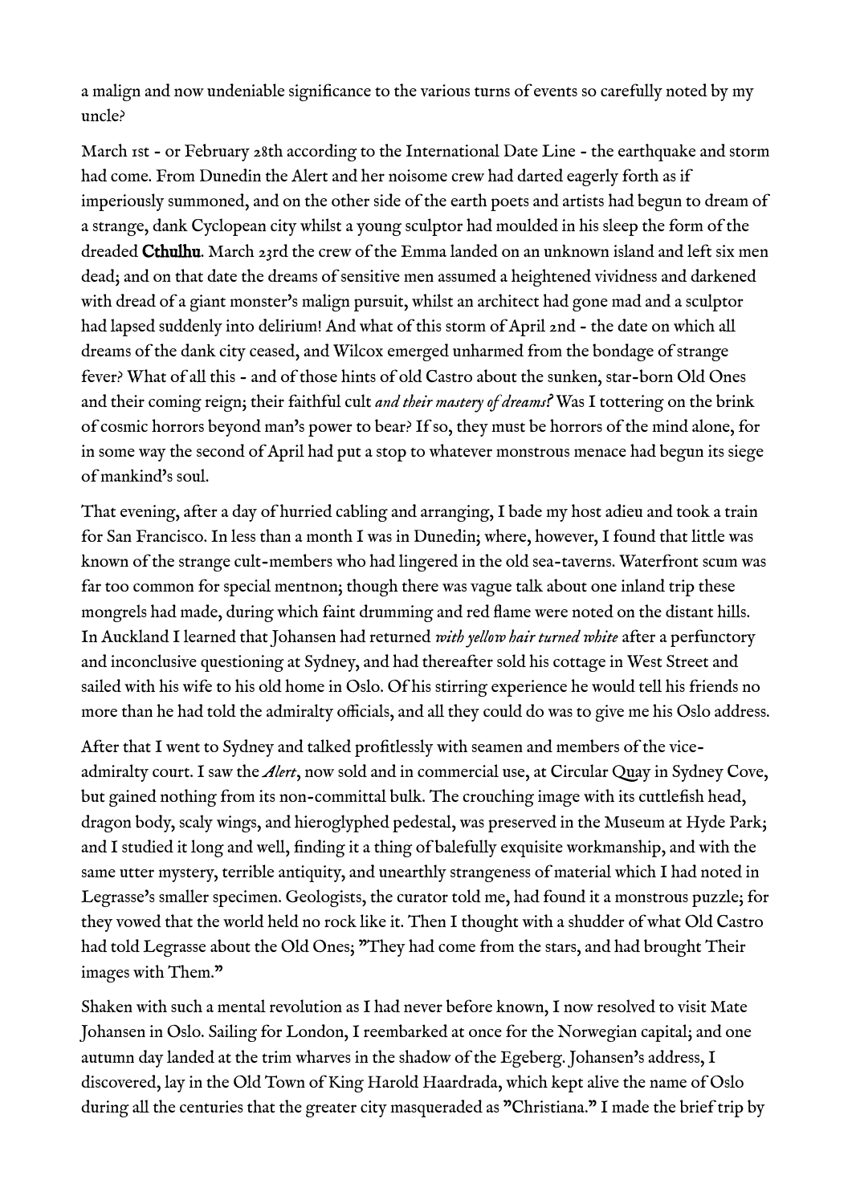a malign and now undeniable significance to the various turns of events so carefully noted by my uncle?

March 1st - or February 28th according to the International Date Line - the earthquake and storm had come. From Dunedin the Alert and her noisome crew had darted eagerly forth as if imperiously summoned, and on the other side of the earth poets and artists had begun to dream of a strange, dank Cyclopean city whilst a young sculptor had moulded in his sleep the form of the dreaded **Cthulhu**. March 23rd the crew of the Emma landed on an unknown island and left six men dead; and on that date the dreams of sensitive men assumed a heightened vividness and darkened with dread of a giant monster's malign pursuit, whilst an architect had gone mad and a sculptor had lapsed suddenly into delirium! And what of this storm of April 2nd - the date on which all dreams of the dank city ceased, and Wilcox emerged unharmed from the bondage of strange fever? What of all this - and of those hints of old Castro about the sunken, star-born Old Ones and their coming reign; their faithful cult *and their mastery of dreams?* Was I tottering on the brink of cosmic horrors beyond man's power to bear? If so, they must be horrors of the mind alone, for in some way the second of April had put a stop to whatever monstrous menace had begun its siege of mankind's soul.

That evening, after a day of hurried cabling and arranging, I bade my host adieu and took a train for San Francisco. In less than a month I was in Dunedin; where, however, I found that little was known of the strange cult-members who had lingered in the old sea-taverns. Waterfront scum was far too common for special mentnon; though there was vague talk about one inland trip these mongrels had made, during which faint drumming and red flame were noted on the distant hills. In Auckland I learned that Johansen had returned *with yellow hair turned white* after a perfunctory and inconclusive questioning at Sydney, and had thereafter sold his cottage in West Street and sailed with his wife to his old home in Oslo. Of his stirring experience he would tell his friends no more than he had told the admiralty officials, and all they could do was to give me his Oslo address.

After that I went to Sydney and talked profitlessly with seamen and members of the vice-admiralty court. I saw the *Alert*, now sold and in commercial use, at Circular Quay in Sydney Cove, but gained nothing from its non-committal bulk. The crouching image with its cuttlefish head, dragon body, scaly wings, and hieroglyphed pedestal, was preserved in the Museum at Hyde Park; and I studied it long and well, finding it a thing of balefully exquisite workmanship, and with the same utter mystery, terrible antiquity, and unearthly strangeness of material which I had noted in Legrasse's smaller specimen. Geologists, the curator told me, had found it a monstrous puzzle; for they vowed that the world held no rock like it. Then I thought with a shudder of what Old Castro had told Legrasse about the Old Ones; "They had come from the stars, and had brought Their images with Them."

Shaken with such a mental revolution as I had never before known, I now resolved to visit Mate Johansen in Oslo. Sailing for London, I reembarked at once for the Norwegian capital; and one autumn day landed at the trim wharves in the shadow of the Egeberg. Johansen's address, I discovered, lay in the Old Town of King Harold Haardrada, which kept alive the name of Oslo during all the centuries that the greater city masqueraded as "Christiana." I made the brief trip by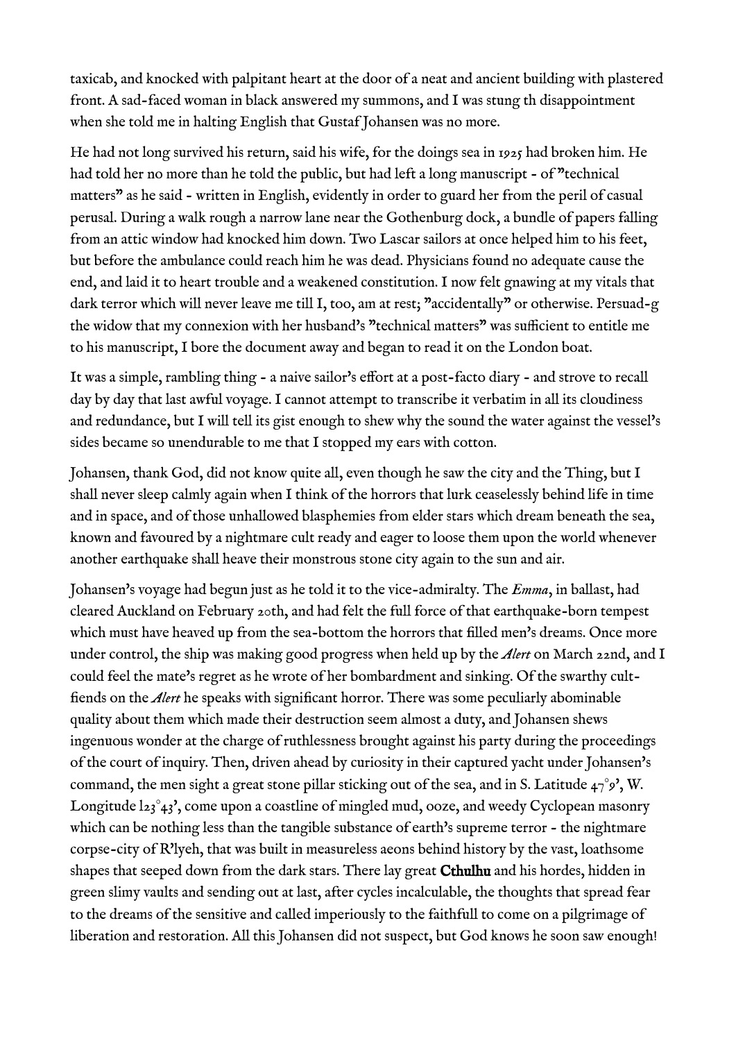taxicab, and knocked with palpitant heart at the door of a neat and ancient building with plastered front. A sad-faced woman in black answered my summons, and I was stung th disappointment when she told me in halting English that Gustaf Johansen was no more.

He had not long survived his return, said his wife, for the doings sea in 1925 had broken him. He had told her no more than he told the public, but had left a long manuscript - of "technical matters" as he said - written in English, evidently in order to guard her from the peril of casual perusal. During a walk rough a narrow lane near the Gothenburg dock, a bundle of papers falling from an attic window had knocked him down. Two Lascar sailors at once helped him to his feet, but before the ambulance could reach him he was dead. Physicians found no adequate cause the end, and laid it to heart trouble and a weakened constitution. I now felt gnawing at my vitals that dark terror which will never leave me till I, too, am at rest; "accidentally" or otherwise. Persuad-g the widow that my connexion with her husband's "technical matters" was sufficient to entitle me to his manuscript, I bore the document away and began to read it on the London boat.

It was a simple, rambling thing - a naive sailor's effort at a post-facto diary - and strove to recall day by day that last awful voyage. I cannot attempt to transcribe it verbatim in all its cloudiness and redundance, but I will tell its gist enough to shew why the sound the water against the vessel's sides became so unendurable to me that I stopped my ears with cotton.

Johansen, thank God, did not know quite all, even though he saw the city and the Thing, but I shall never sleep calmly again when I think of the horrors that lurk ceaselessly behind life in time and in space, and of those unhallowed blasphemies from elder stars which dream beneath the sea, known and favoured by a nightmare cult ready and eager to loose them upon the world whenever another earthquake shall heave their monstrous stone city again to the sun and air.

Johansen's voyage had begun just as he told it to the vice-admiralty. The *Emma*, in ballast, had cleared Auckland on February 20th, and had felt the full force of that earthquake-born tempest which must have heaved up from the sea-bottom the horrors that filled men's dreams. Once more under control, the ship was making good progress when held up by the *Alert* on March 22nd, and I could feel the mate's regret as he wrote of her bombardment and sinking. Of the swarthy cult-fiends on the *Alert* he speaks with significant horror. There was some peculiarly abominable quality about them which made their destruction seem almost a duty, and Johansen shews ingenuous wonder at the charge of ruthlessness brought against his party during the proceedings of the court of inquiry. Then, driven ahead by curiosity in their captured yacht under Johansen's command, the men sight a great stone pillar sticking out of the sea, and in S. Latitude 47°9', W. Longitude l23°43', come upon a coastline of mingled mud, ooze, and weedy Cyclopean masonry which can be nothing less than the tangible substance of earth's supreme terror - the nightmare corpse-city of R'lyeh, that was built in measureless aeons behind history by the vast, loathsome shapes that seeped down from the dark stars. There lay great **Cthulhu** and his hordes, hidden in green slimy vaults and sending out at last, after cycles incalculable, the thoughts that spread fear to the dreams of the sensitive and called imperiously to the faithfull to come on a pilgrimage of liberation and restoration. All this Johansen did not suspect, but God knows he soon saw enough!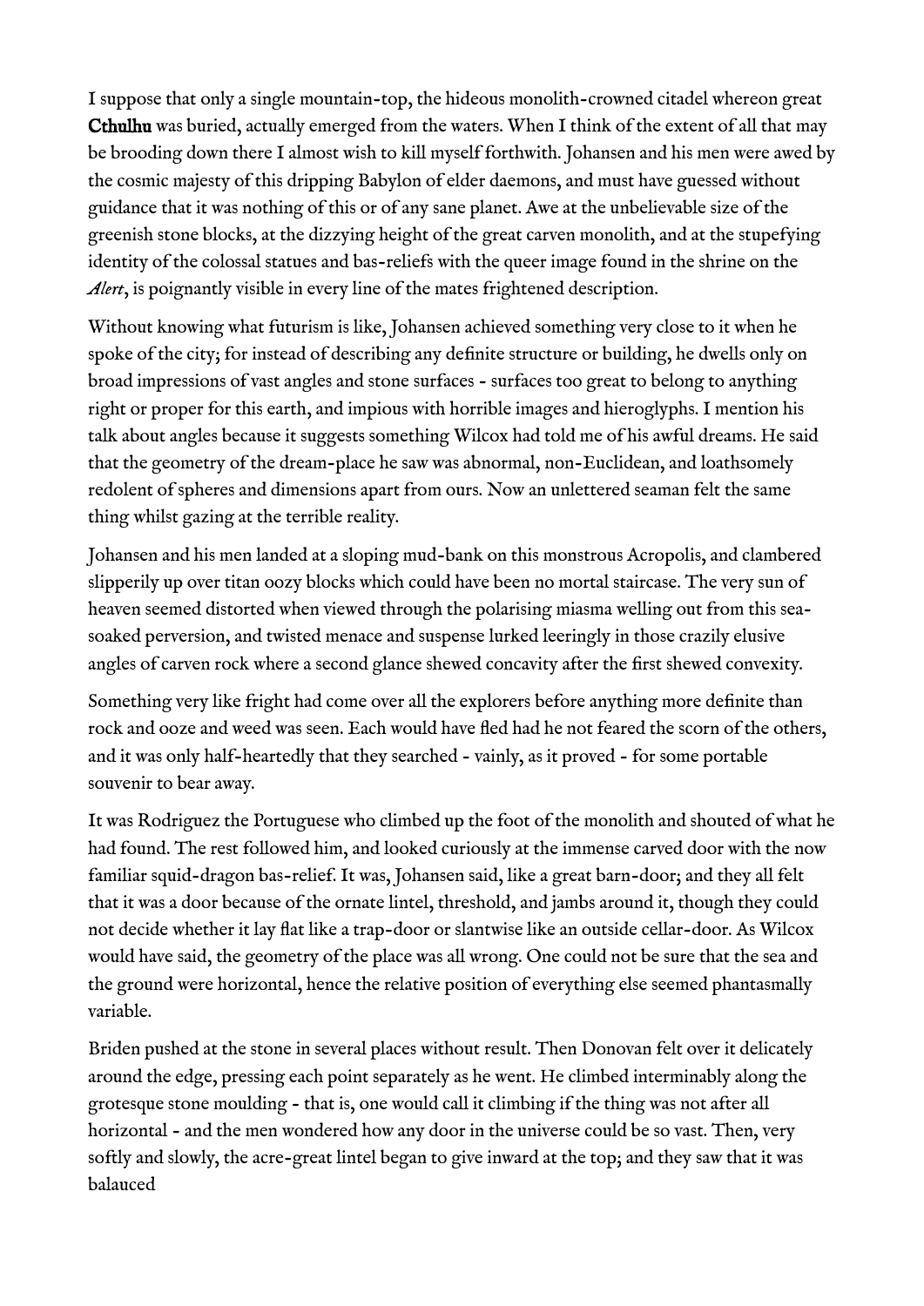I suppose that only a single mountain-top, the hideous monolith-crowned citadel whereon great **Cthulhu** was buried, actually emerged from the waters. When I think of the extent of all that may be brooding down there I almost wish to kill myself forthwith. Johansen and his men were awed by the cosmic majesty of this dripping Babylon of elder daemons, and must have guessed without guidance that it was nothing of this or of any sane planet. Awe at the unbelievable size of the greenish stone blocks, at the dizzying height of the great carven monolith, and at the stupefying identity of the colossal statues and bas-reliefs with the queer image found in the shrine on the *Alert*, is poignantly visible in every line of the mates frightened description.

Without knowing what futurism is like, Johansen achieved something very close to it when he spoke of the city; for instead of describing any definite structure or building, he dwells only on broad impressions of vast angles and stone surfaces - surfaces too great to belong to anything right or proper for this earth, and impious with horrible images and hieroglyphs. I mention his talk about angles because it suggests something Wilcox had told me of his awful dreams. He said that the geometry of the dream-place he saw was abnormal, non-Euclidean, and loathsomely redolent of spheres and dimensions apart from ours. Now an unlettered seaman felt the same thing whilst gazing at the terrible reality.

Johansen and his men landed at a sloping mud-bank on this monstrous Acropolis, and clambered slipperily up over titan oozy blocks which could have been no mortal staircase. The very sun of heaven seemed distorted when viewed through the polarising miasma welling out from this sea-soaked perversion, and twisted menace and suspense lurked leeringly in those crazily elusive angles of carven rock where a second glance shewed concavity after the first shewed convexity.

Something very like fright had come over all the explorers before anything more definite than rock and ooze and weed was seen. Each would have fled had he not feared the scorn of the others, and it was only half-heartedly that they searched - vainly, as it proved - for some portable souvenir to bear away.

It was Rodriguez the Portuguese who climbed up the foot of the monolith and shouted of what he had found. The rest followed him, and looked curiously at the immense carved door with the now familiar squid-dragon bas-relief. It was, Johansen said, like a great barn-door; and they all felt that it was a door because of the ornate lintel, threshold, and jambs around it, though they could not decide whether it lay flat like a trap-door or slantwise like an outside cellar-door. As Wilcox would have said, the geometry of the place was all wrong. One could not be sure that the sea and the ground were horizontal, hence the relative position of everything else seemed phantasmally variable.

Briden pushed at the stone in several places without result. Then Donovan felt over it delicately around the edge, pressing each point separately as he went. He climbed interminably along the grotesque stone moulding - that is, one would call it climbing if the thing was not after all horizontal - and the men wondered how any door in the universe could be so vast. Then, very softly and slowly, the acre-great lintel began to give inward at the top; and they saw that it was balauced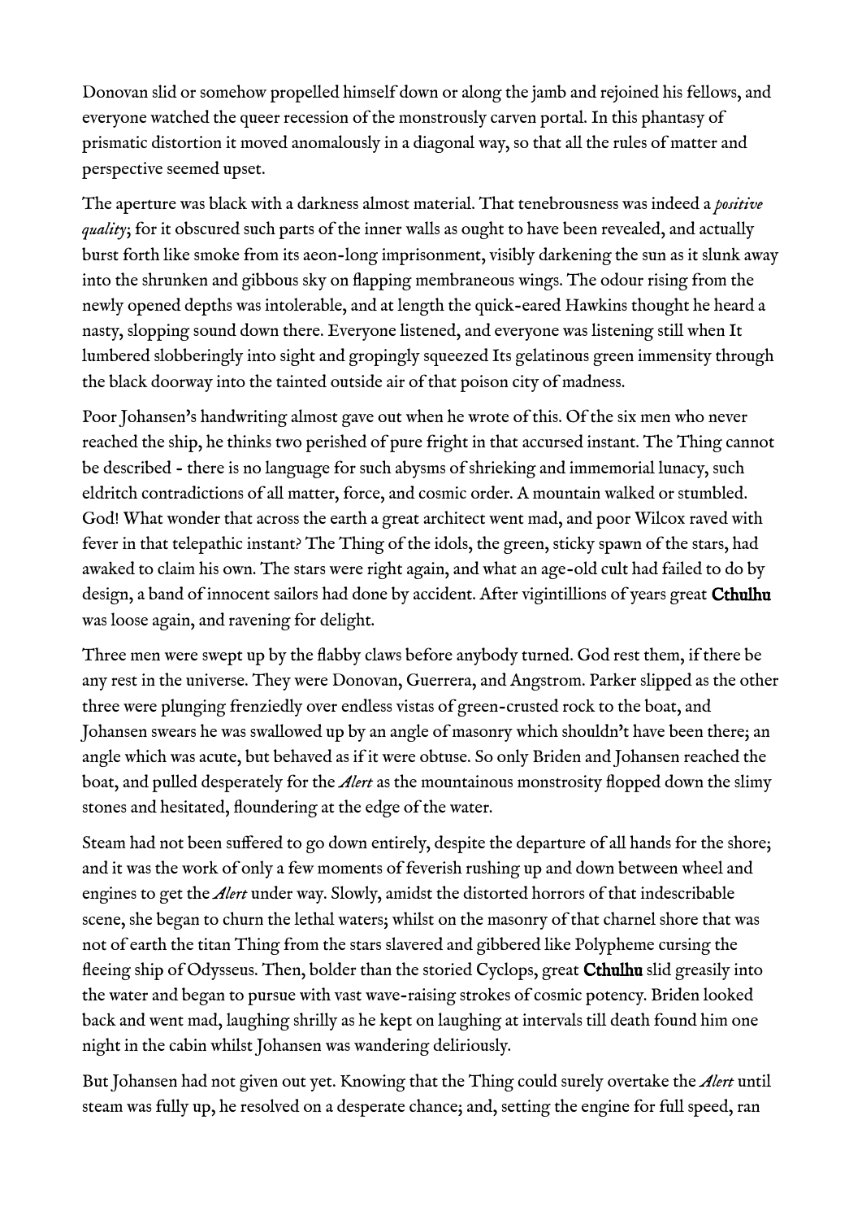Donovan slid or somehow propelled himself down or along the jamb and rejoined his fellows, and everyone watched the queer recession of the monstrously carven portal. In this phantasy of prismatic distortion it moved anomalously in a diagonal way, so that all the rules of matter and perspective seemed upset.

The aperture was black with a darkness almost material. That tenebrousness was indeed a *positive quality*; for it obscured such parts of the inner walls as ought to have been revealed, and actually burst forth like smoke from its aeon-long imprisonment, visibly darkening the sun as it slunk away into the shrunken and gibbous sky on flapping membraneous wings. The odour rising from the newly opened depths was intolerable, and at length the quick-eared Hawkins thought he heard a nasty, slopping sound down there. Everyone listened, and everyone was listening still when It lumbered slobberingly into sight and gropingly squeezed Its gelatinous green immensity through the black doorway into the tainted outside air of that poison city of madness.

Poor Johansen's handwriting almost gave out when he wrote of this. Of the six men who never reached the ship, he thinks two perished of pure fright in that accursed instant. The Thing cannot be described - there is no language for such abysms of shrieking and immemorial lunacy, such eldritch contradictions of all matter, force, and cosmic order. A mountain walked or stumbled. God! What wonder that across the earth a great architect went mad, and poor Wilcox raved with fever in that telepathic instant? The Thing of the idols, the green, sticky spawn of the stars, had awaked to claim his own. The stars were right again, and what an age-old cult had failed to do by design, a band of innocent sailors had done by accident. After vigintillions of years great **Cthulhu** was loose again, and ravening for delight.

Three men were swept up by the flabby claws before anybody turned. God rest them, if there be any rest in the universe. They were Donovan, Guerrera, and Angstrom. Parker slipped as the other three were plunging frenziedly over endless vistas of green-crusted rock to the boat, and Johansen swears he was swallowed up by an angle of masonry which shouldn't have been there; an angle which was acute, but behaved as if it were obtuse. So only Briden and Johansen reached the boat, and pulled desperately for the *Alert* as the mountainous monstrosity flopped down the slimy stones and hesitated, floundering at the edge of the water.

Steam had not been suffered to go down entirely, despite the departure of all hands for the shore; and it was the work of only a few moments of feverish rushing up and down between wheel and engines to get the *Alert* under way. Slowly, amidst the distorted horrors of that indescribable scene, she began to churn the lethal waters; whilst on the masonry of that charnel shore that was not of earth the titan Thing from the stars slavered and gibbered like Polypheme cursing the fleeing ship of Odysseus. Then, bolder than the storied Cyclops, great **Cthulhu** slid greasily into the water and began to pursue with vast wave-raising strokes of cosmic potency. Briden looked back and went mad, laughing shrilly as he kept on laughing at intervals till death found him one night in the cabin whilst Johansen was wandering deliriously.

But Johansen had not given out yet. Knowing that the Thing could surely overtake the *Alert* until steam was fully up, he resolved on a desperate chance; and, setting the engine for full speed, ran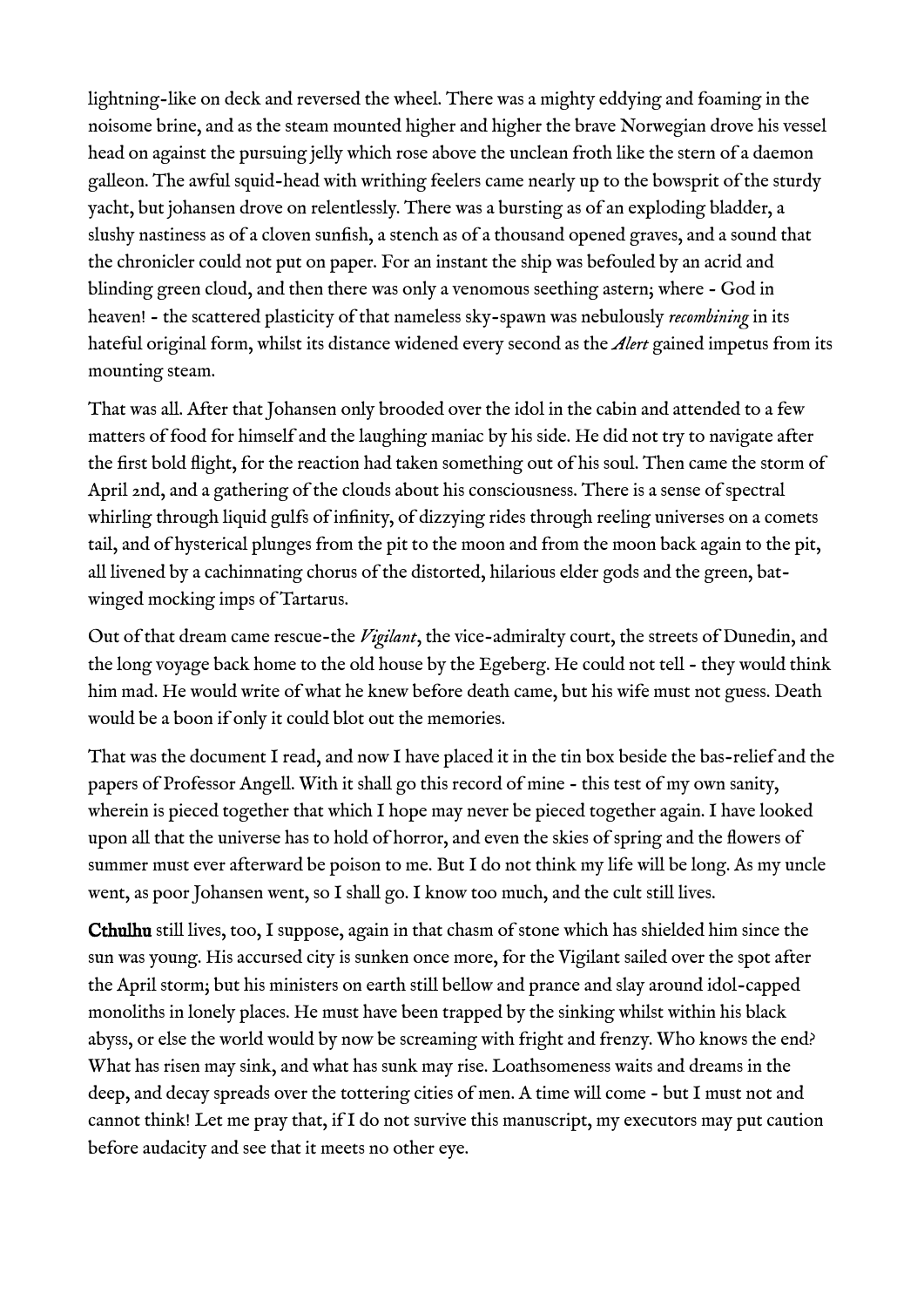lightning-like on deck and reversed the wheel. There was a mighty eddying and foaming in the noisome brine, and as the steam mounted higher and higher the brave Norwegian drove his vessel head on against the pursuing jelly which rose above the unclean froth like the stern of a daemon galleon. The awful squid-head with writhing feelers came nearly up to the bowsprit of the sturdy yacht, but johansen drove on relentlessly. There was a bursting as of an exploding bladder, a slushy nastiness as of a cloven sunfish, a stench as of a thousand opened graves, and a sound that the chronicler could not put on paper. For an instant the ship was befouled by an acrid and blinding green cloud, and then there was only a venomous seething astern; where - God in heaven! - the scattered plasticity of that nameless sky-spawn was nebulously *recombining* in its hateful original form, whilst its distance widened every second as the *Alert* gained impetus from its mounting steam.

That was all. After that Johansen only brooded over the idol in the cabin and attended to a few matters of food for himself and the laughing maniac by his side. He did not try to navigate after the first bold flight, for the reaction had taken something out of his soul. Then came the storm of April 2nd, and a gathering of the clouds about his consciousness. There is a sense of spectral whirling through liquid gulfs of infinity, of dizzying rides through reeling universes on a comets tail, and of hysterical plunges from the pit to the moon and from the moon back again to the pit, all livened by a cachinnating chorus of the distorted, hilarious elder gods and the green, bat-winged mocking imps of Tartarus.

Out of that dream came rescue-the *Vigilant*, the vice-admiralty court, the streets of Dunedin, and the long voyage back home to the old house by the Egeberg. He could not tell - they would think him mad. He would write of what he knew before death came, but his wife must not guess. Death would be a boon if only it could blot out the memories.

That was the document I read, and now I have placed it in the tin box beside the bas-relief and the papers of Professor Angell. With it shall go this record of mine - this test of my own sanity, wherein is pieced together that which I hope may never be pieced together again. I have looked upon all that the universe has to hold of horror, and even the skies of spring and the flowers of summer must ever afterward be poison to me. But I do not think my life will be long. As my uncle went, as poor Johansen went, so I shall go. I know too much, and the cult still lives.

**Cthulhu** still lives, too, I suppose, again in that chasm of stone which has shielded him since the sun was young. His accursed city is sunken once more, for the Vigilant sailed over the spot after the April storm; but his ministers on earth still bellow and prance and slay around idol-capped monoliths in lonely places. He must have been trapped by the sinking whilst within his black abyss, or else the world would by now be screaming with fright and frenzy. Who knows the end? What has risen may sink, and what has sunk may rise. Loathsomeness waits and dreams in the deep, and decay spreads over the tottering cities of men. A time will come - but I must not and cannot think! Let me pray that, if I do not survive this manuscript, my executors may put caution before audacity and see that it meets no other eye.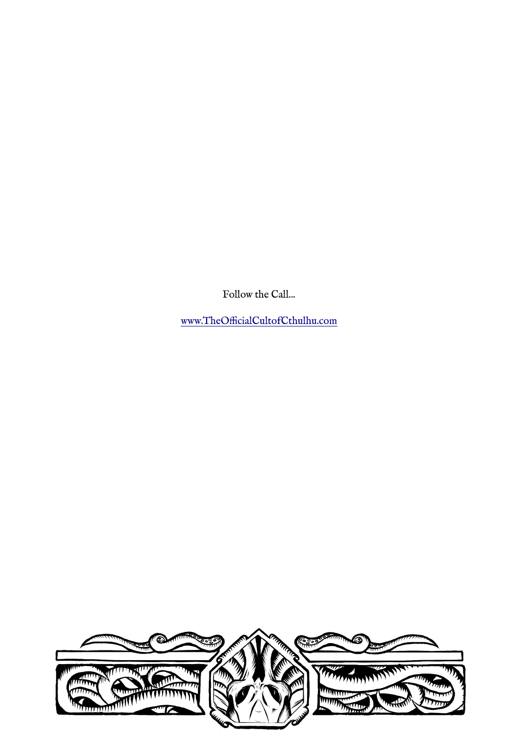Follow the Call...

www.TheOfficialCultofCthulhu.com